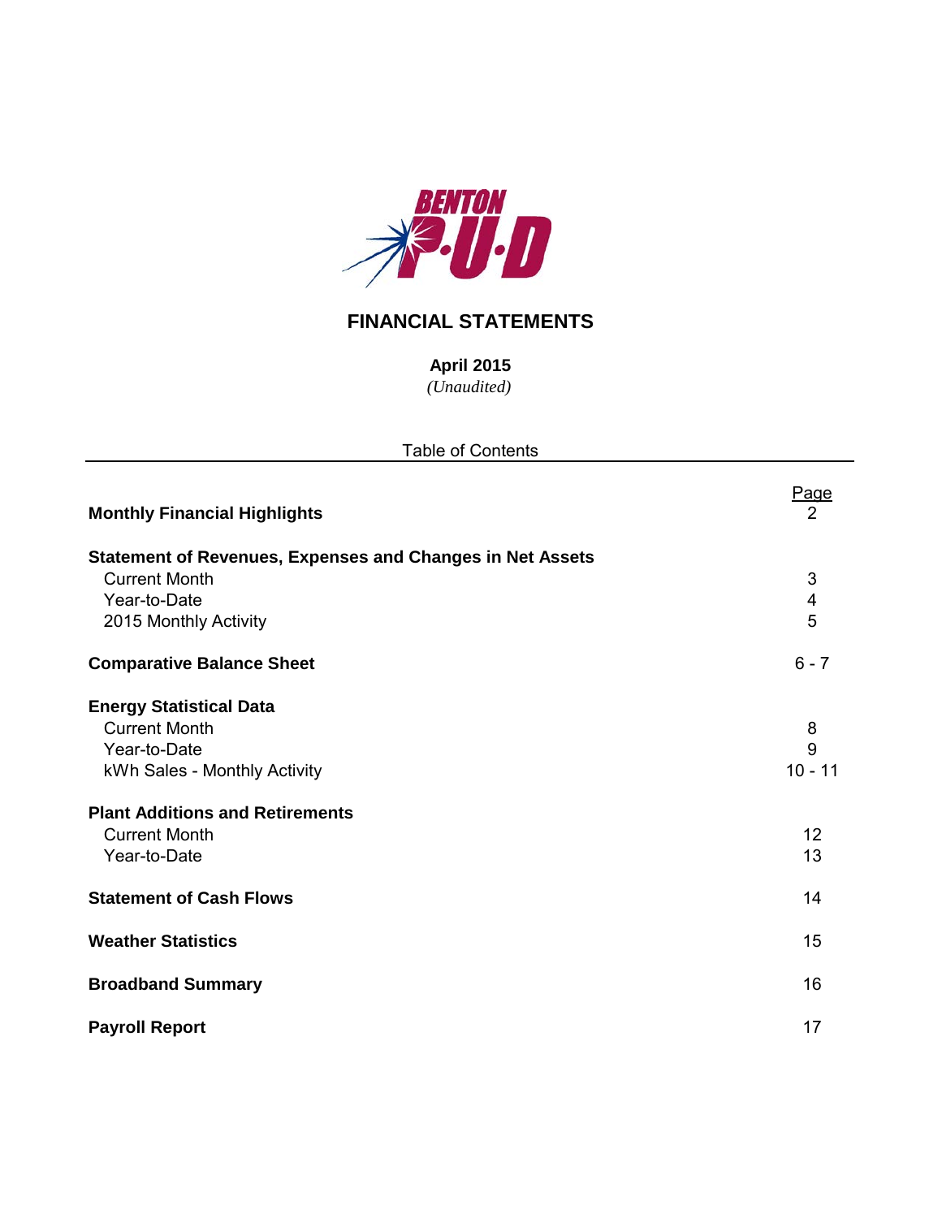BENTON P·U·D

# FINANCIAL STATEMENTS

**April 2015**

*(Unaudited)*

Table of Contents

| | Page |
|---|---|
| **Monthly Financial Highlights** | 2 |
| **Statement of Revenues, Expenses and Changes in Net Assets** | |
| Current Month | 3 |
| Year-to-Date | 4 |
| 2015 Monthly Activity | 5 |
| **Comparative Balance Sheet** | 6 - 7 |
| **Energy Statistical Data** | |
| Current Month | 8 |
| Year-to-Date | 9 |
| kWh Sales - Monthly Activity | 10 - 11 |
| **Plant Additions and Retirements** | |
| Current Month | 12 |
| Year-to-Date | 13 |
| **Statement of Cash Flows** | 14 |
| **Weather Statistics** | 15 |
| **Broadband Summary** | 16 |
| **Payroll Report** | 17 |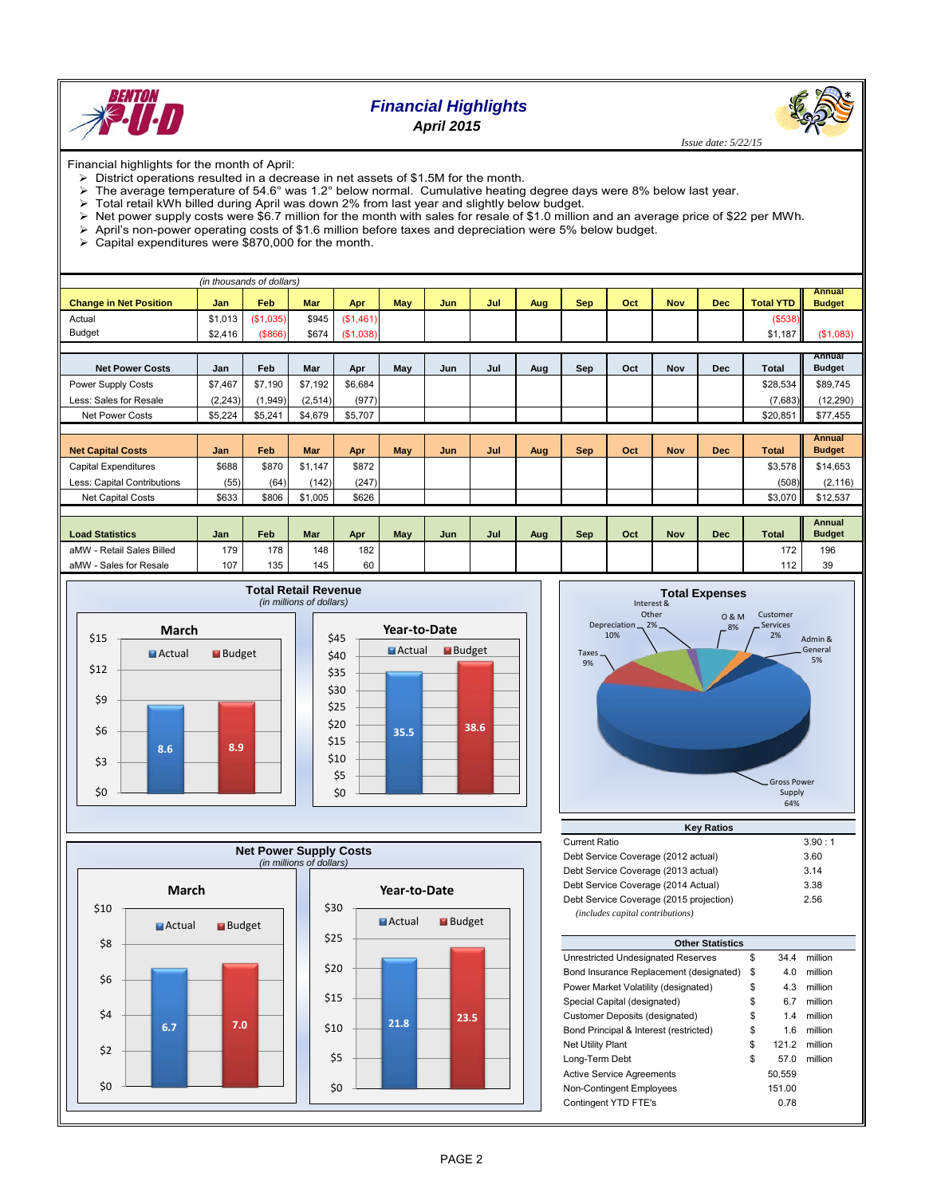# Financial Highlights
## April 2015

*Issue date: 5/22/15*

Financial highlights for the month of April:

- District operations resulted in a decrease in net assets of $1.5M for the month.
- The average temperature of 54.6° was 1.2° below normal. Cumulative heating degree days were 8% below last year.
- Total retail kWh billed during April was down 2% from last year and slightly below budget.
- Net power supply costs were $6.7 million for the month with sales for resale of $1.0 million and an average price of $22 per MWh.
- April's non-power operating costs of $1.6 million before taxes and depreciation were 5% below budget.
- Capital expenditures were $870,000 for the month.

*(in thousands of dollars)*

| Change in Net Position | Jan | Feb | Mar | Apr | May | Jun | Jul | Aug | Sep | Oct | Nov | Dec | Total YTD | Annual Budget |
|---|---|---|---|---|---|---|---|---|---|---|---|---|---|---|
| Actual | $1,013 | ($1,035) | $945 | ($1,461) | | | | | | | | | ($538) | |
| Budget | $2,416 | ($866) | $674 | ($1,038) | | | | | | | | | $1,187 | ($1,083) |

| Net Power Costs | Jan | Feb | Mar | Apr | May | Jun | Jul | Aug | Sep | Oct | Nov | Dec | Total | Annual Budget |
|---|---|---|---|---|---|---|---|---|---|---|---|---|---|---|
| Power Supply Costs | $7,467 | $7,190 | $7,192 | $6,684 | | | | | | | | | $28,534 | $89,745 |
| Less: Sales for Resale | (2,243) | (1,949) | (2,514) | (977) | | | | | | | | | (7,683) | (12,290) |
| Net Power Costs | $5,224 | $5,241 | $4,679 | $5,707 | | | | | | | | | $20,851 | $77,455 |

| Net Capital Costs | Jan | Feb | Mar | Apr | May | Jun | Jul | Aug | Sep | Oct | Nov | Dec | Total | Annual Budget |
|---|---|---|---|---|---|---|---|---|---|---|---|---|---|---|
| Capital Expenditures | $688 | $870 | $1,147 | $872 | | | | | | | | | $3,578 | $14,653 |
| Less: Capital Contributions | (55) | (64) | (142) | (247) | | | | | | | | | (508) | (2,116) |
| Net Capital Costs | $633 | $806 | $1,005 | $626 | | | | | | | | | $3,070 | $12,537 |

| Load Statistics | Jan | Feb | Mar | Apr | May | Jun | Jul | Aug | Sep | Oct | Nov | Dec | Total | Annual Budget |
|---|---|---|---|---|---|---|---|---|---|---|---|---|---|---|
| aMW - Retail Sales Billed | 179 | 178 | 148 | 182 | | | | | | | | | 172 | 196 |
| aMW - Sales for Resale | 107 | 135 | 145 | 60 | | | | | | | | | 112 | 39 |

### Total Retail Revenue
*(in millions of dollars)*

| | Actual | Budget |
|---|---|---|
| March | 8.6 | 8.9 |
| Year-to-Date | 35.5 | 38.6 |

### Total Expenses

| Category | Percent |
|---|---|
| Gross Power Supply | 64% |
| Taxes | 9% |
| Depreciation | 10% |
| Interest & Other | 2% |
| O & M | 8% |
| Customer Services | 2% |
| Admin & General | 5% |

### Net Power Supply Costs
*(in millions of dollars)*

| | Actual | Budget |
|---|---|---|
| March | 6.7 | 7.0 |
| Year-to-Date | 21.8 | 23.5 |

### Key Ratios

| | |
|---|---|
| Current Ratio | 3.90 : 1 |
| Debt Service Coverage (2012 actual) | 3.60 |
| Debt Service Coverage (2013 actual) | 3.14 |
| Debt Service Coverage (2014 Actual) | 3.38 |
| Debt Service Coverage (2015 projection) | 2.56 |

*(includes capital contributions)*

### Other Statistics

| | | | |
|---|---|---|---|
| Unrestricted Undesignated Reserves | $ | 34.4 | million |
| Bond Insurance Replacement (designated) | $ | 4.0 | million |
| Power Market Volatility (designated) | $ | 4.3 | million |
| Special Capital (designated) | $ | 6.7 | million |
| Customer Deposits (designated) | $ | 1.4 | million |
| Bond Principal & Interest (restricted) | $ | 1.6 | million |
| Net Utility Plant | $ | 121.2 | million |
| Long-Term Debt | $ | 57.0 | million |
| Active Service Agreements | | 50,559 | |
| Non-Contingent Employees | | 151.00 | |
| Contingent YTD FTE's | | 0.78 | |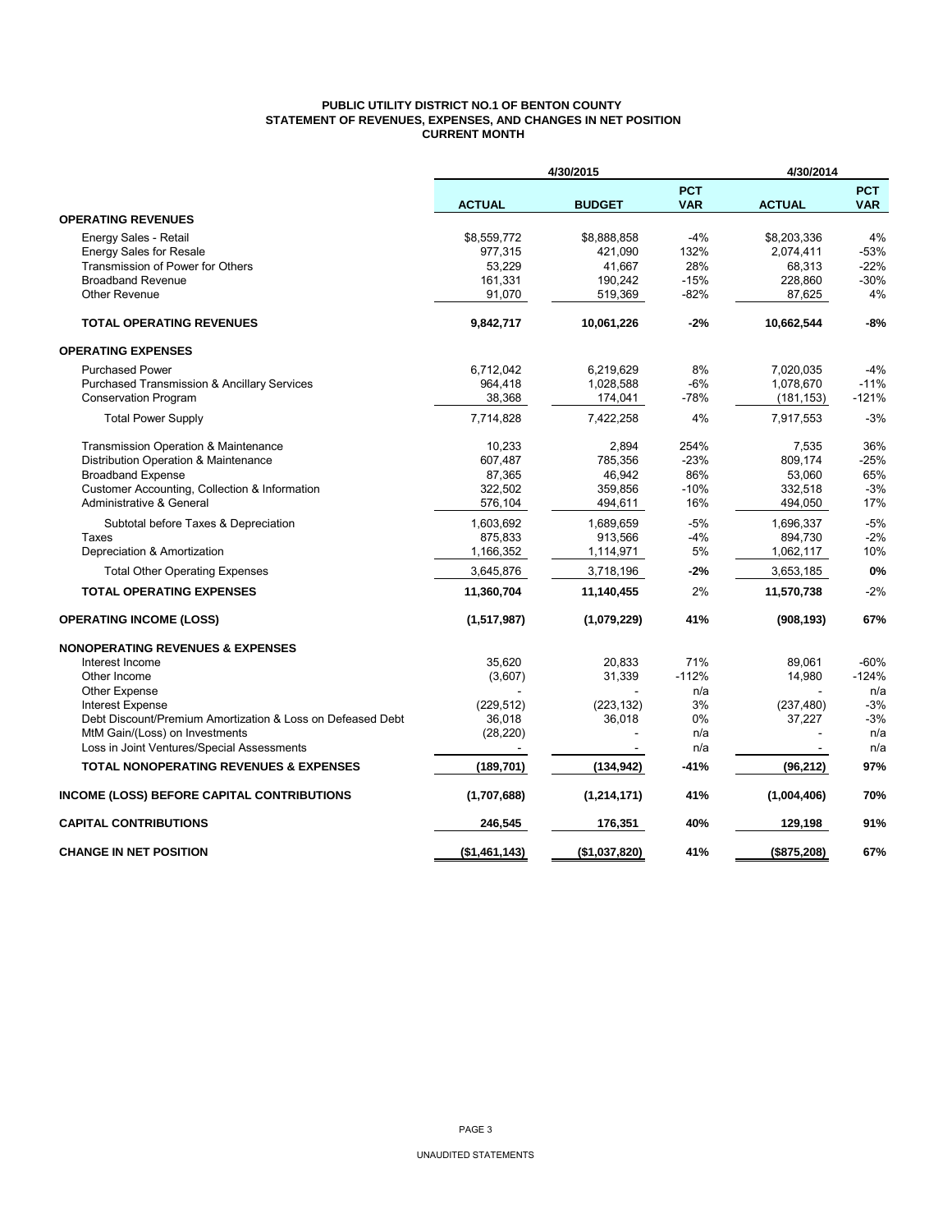# PUBLIC UTILITY DISTRICT NO.1 OF BENTON COUNTY
## STATEMENT OF REVENUES, EXPENSES, AND CHANGES IN NET POSITION
### CURRENT MONTH

| | 4/30/2015 | | | 4/30/2014 | |
|---|---|---|---|---|---|
| | **ACTUAL** | **BUDGET** | **PCT VAR** | **ACTUAL** | **PCT VAR** |
| **OPERATING REVENUES** | | | | | |
| Energy Sales - Retail | $8,559,772 | $8,888,858 | -4% | $8,203,336 | 4% |
| Energy Sales for Resale | 977,315 | 421,090 | 132% | 2,074,411 | -53% |
| Transmission of Power for Others | 53,229 | 41,667 | 28% | 68,313 | -22% |
| Broadband Revenue | 161,331 | 190,242 | -15% | 228,860 | -30% |
| Other Revenue | 91,070 | 519,369 | -82% | 87,625 | 4% |
| **TOTAL OPERATING REVENUES** | **9,842,717** | **10,061,226** | **-2%** | **10,662,544** | **-8%** |
| **OPERATING EXPENSES** | | | | | |
| Purchased Power | 6,712,042 | 6,219,629 | 8% | 7,020,035 | -4% |
| Purchased Transmission & Ancillary Services | 964,418 | 1,028,588 | -6% | 1,078,670 | -11% |
| Conservation Program | 38,368 | 174,041 | -78% | (181,153) | -121% |
| Total Power Supply | 7,714,828 | 7,422,258 | 4% | 7,917,553 | -3% |
| Transmission Operation & Maintenance | 10,233 | 2,894 | 254% | 7,535 | 36% |
| Distribution Operation & Maintenance | 607,487 | 785,356 | -23% | 809,174 | -25% |
| Broadband Expense | 87,365 | 46,942 | 86% | 53,060 | 65% |
| Customer Accounting, Collection & Information | 322,502 | 359,856 | -10% | 332,518 | -3% |
| Administrative & General | 576,104 | 494,611 | 16% | 494,050 | 17% |
| Subtotal before Taxes & Depreciation | 1,603,692 | 1,689,659 | -5% | 1,696,337 | -5% |
| Taxes | 875,833 | 913,566 | -4% | 894,730 | -2% |
| Depreciation & Amortization | 1,166,352 | 1,114,971 | 5% | 1,062,117 | 10% |
| Total Other Operating Expenses | 3,645,876 | 3,718,196 | **-2%** | 3,653,185 | **0%** |
| **TOTAL OPERATING EXPENSES** | **11,360,704** | **11,140,455** | 2% | **11,570,738** | -2% |
| **OPERATING INCOME (LOSS)** | **(1,517,987)** | **(1,079,229)** | **41%** | **(908,193)** | **67%** |
| **NONOPERATING REVENUES & EXPENSES** | | | | | |
| Interest Income | 35,620 | 20,833 | 71% | 89,061 | -60% |
| Other Income | (3,607) | 31,339 | -112% | 14,980 | -124% |
| Other Expense | - | - | n/a | - | n/a |
| Interest Expense | (229,512) | (223,132) | 3% | (237,480) | -3% |
| Debt Discount/Premium Amortization & Loss on Defeased Debt | 36,018 | 36,018 | 0% | 37,227 | -3% |
| MtM Gain/(Loss) on Investments | (28,220) | - | n/a | - | n/a |
| Loss in Joint Ventures/Special Assessments | - | - | n/a | - | n/a |
| **TOTAL NONOPERATING REVENUES & EXPENSES** | **(189,701)** | **(134,942)** | **-41%** | **(96,212)** | **97%** |
| **INCOME (LOSS) BEFORE CAPITAL CONTRIBUTIONS** | **(1,707,688)** | **(1,214,171)** | **41%** | **(1,004,406)** | **70%** |
| **CAPITAL CONTRIBUTIONS** | **246,545** | **176,351** | **40%** | **129,198** | **91%** |
| **CHANGE IN NET POSITION** | **($1,461,143)** | **($1,037,820)** | **41%** | **($875,208)** | **67%** |

UNAUDITED STATEMENTS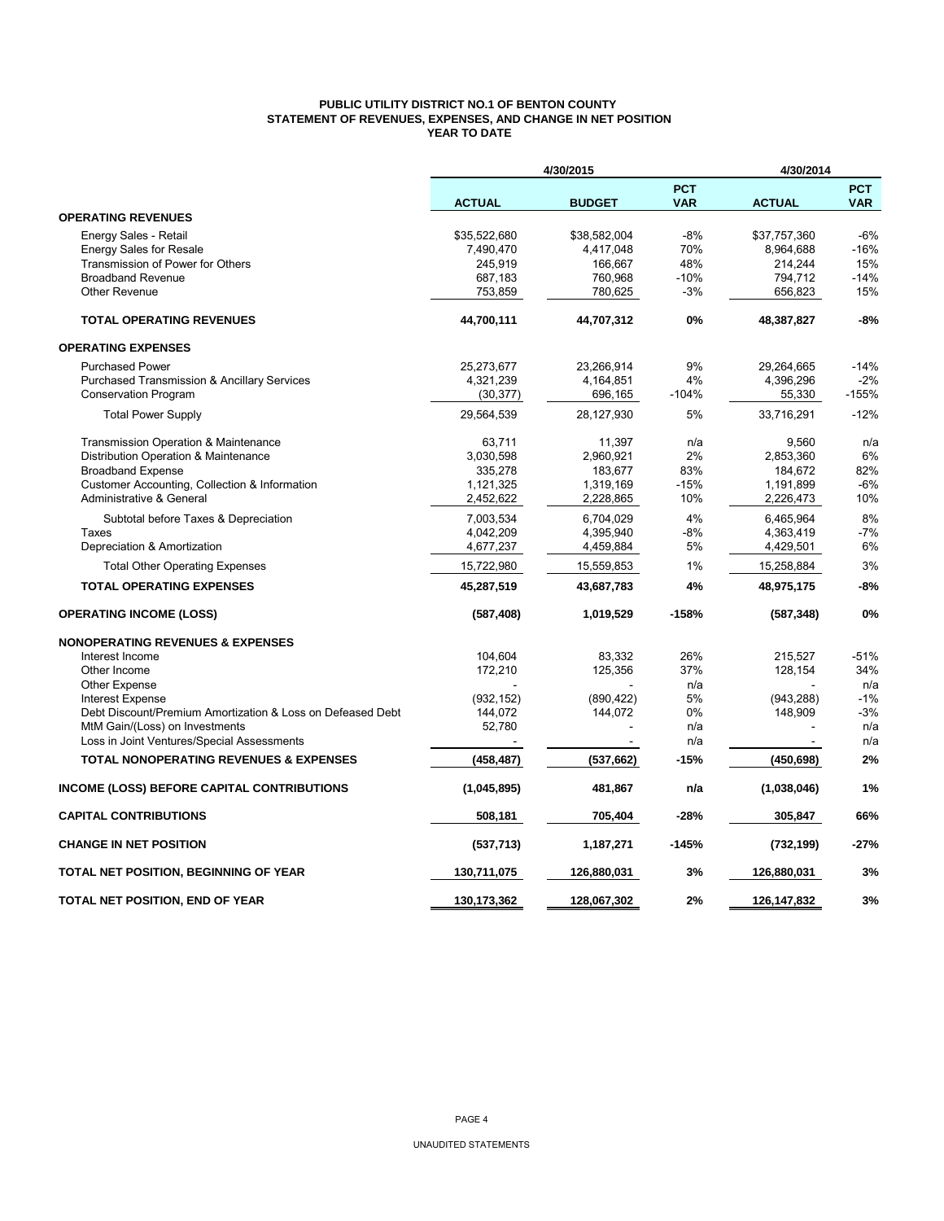# PUBLIC UTILITY DISTRICT NO.1 OF BENTON COUNTY
## STATEMENT OF REVENUES, EXPENSES, AND CHANGE IN NET POSITION
### YEAR TO DATE

| | 4/30/2015 | | | 4/30/2014 | |
|---|---|---|---|---|---|
| | **ACTUAL** | **BUDGET** | **PCT VAR** | **ACTUAL** | **PCT VAR** |
| **OPERATING REVENUES** | | | | | |
| Energy Sales - Retail | $35,522,680 | $38,582,004 | -8% | $37,757,360 | -6% |
| Energy Sales for Resale | 7,490,470 | 4,417,048 | 70% | 8,964,688 | -16% |
| Transmission of Power for Others | 245,919 | 166,667 | 48% | 214,244 | 15% |
| Broadband Revenue | 687,183 | 760,968 | -10% | 794,712 | -14% |
| Other Revenue | 753,859 | 780,625 | -3% | 656,823 | 15% |
| **TOTAL OPERATING REVENUES** | **44,700,111** | **44,707,312** | **0%** | **48,387,827** | **-8%** |
| **OPERATING EXPENSES** | | | | | |
| Purchased Power | 25,273,677 | 23,266,914 | 9% | 29,264,665 | -14% |
| Purchased Transmission & Ancillary Services | 4,321,239 | 4,164,851 | 4% | 4,396,296 | -2% |
| Conservation Program | (30,377) | 696,165 | -104% | 55,330 | -155% |
| Total Power Supply | 29,564,539 | 28,127,930 | 5% | 33,716,291 | -12% |
| Transmission Operation & Maintenance | 63,711 | 11,397 | n/a | 9,560 | n/a |
| Distribution Operation & Maintenance | 3,030,598 | 2,960,921 | 2% | 2,853,360 | 6% |
| Broadband Expense | 335,278 | 183,677 | 83% | 184,672 | 82% |
| Customer Accounting, Collection & Information | 1,121,325 | 1,319,169 | -15% | 1,191,899 | -6% |
| Administrative & General | 2,452,622 | 2,228,865 | 10% | 2,226,473 | 10% |
| Subtotal before Taxes & Depreciation | 7,003,534 | 6,704,029 | 4% | 6,465,964 | 8% |
| Taxes | 4,042,209 | 4,395,940 | -8% | 4,363,419 | -7% |
| Depreciation & Amortization | 4,677,237 | 4,459,884 | 5% | 4,429,501 | 6% |
| Total Other Operating Expenses | 15,722,980 | 15,559,853 | 1% | 15,258,884 | 3% |
| **TOTAL OPERATING EXPENSES** | **45,287,519** | **43,687,783** | **4%** | **48,975,175** | **-8%** |
| **OPERATING INCOME (LOSS)** | **(587,408)** | **1,019,529** | **-158%** | **(587,348)** | **0%** |
| **NONOPERATING REVENUES & EXPENSES** | | | | | |
| Interest Income | 104,604 | 83,332 | 26% | 215,527 | -51% |
| Other Income | 172,210 | 125,356 | 37% | 128,154 | 34% |
| Other Expense | - | - | n/a | - | n/a |
| Interest Expense | (932,152) | (890,422) | 5% | (943,288) | -1% |
| Debt Discount/Premium Amortization & Loss on Defeased Debt | 144,072 | 144,072 | 0% | 148,909 | -3% |
| MtM Gain/(Loss) on Investments | 52,780 | - | n/a | - | n/a |
| Loss in Joint Ventures/Special Assessments | - | - | n/a | - | n/a |
| **TOTAL NONOPERATING REVENUES & EXPENSES** | **(458,487)** | **(537,662)** | **-15%** | **(450,698)** | **2%** |
| **INCOME (LOSS) BEFORE CAPITAL CONTRIBUTIONS** | **(1,045,895)** | **481,867** | **n/a** | **(1,038,046)** | **1%** |
| **CAPITAL CONTRIBUTIONS** | **508,181** | **705,404** | **-28%** | **305,847** | **66%** |
| **CHANGE IN NET POSITION** | **(537,713)** | **1,187,271** | **-145%** | **(732,199)** | **-27%** |
| **TOTAL NET POSITION, BEGINNING OF YEAR** | **130,711,075** | **126,880,031** | **3%** | **126,880,031** | **3%** |
| **TOTAL NET POSITION, END OF YEAR** | **130,173,362** | **128,067,302** | **2%** | **126,147,832** | **3%** |

UNAUDITED STATEMENTS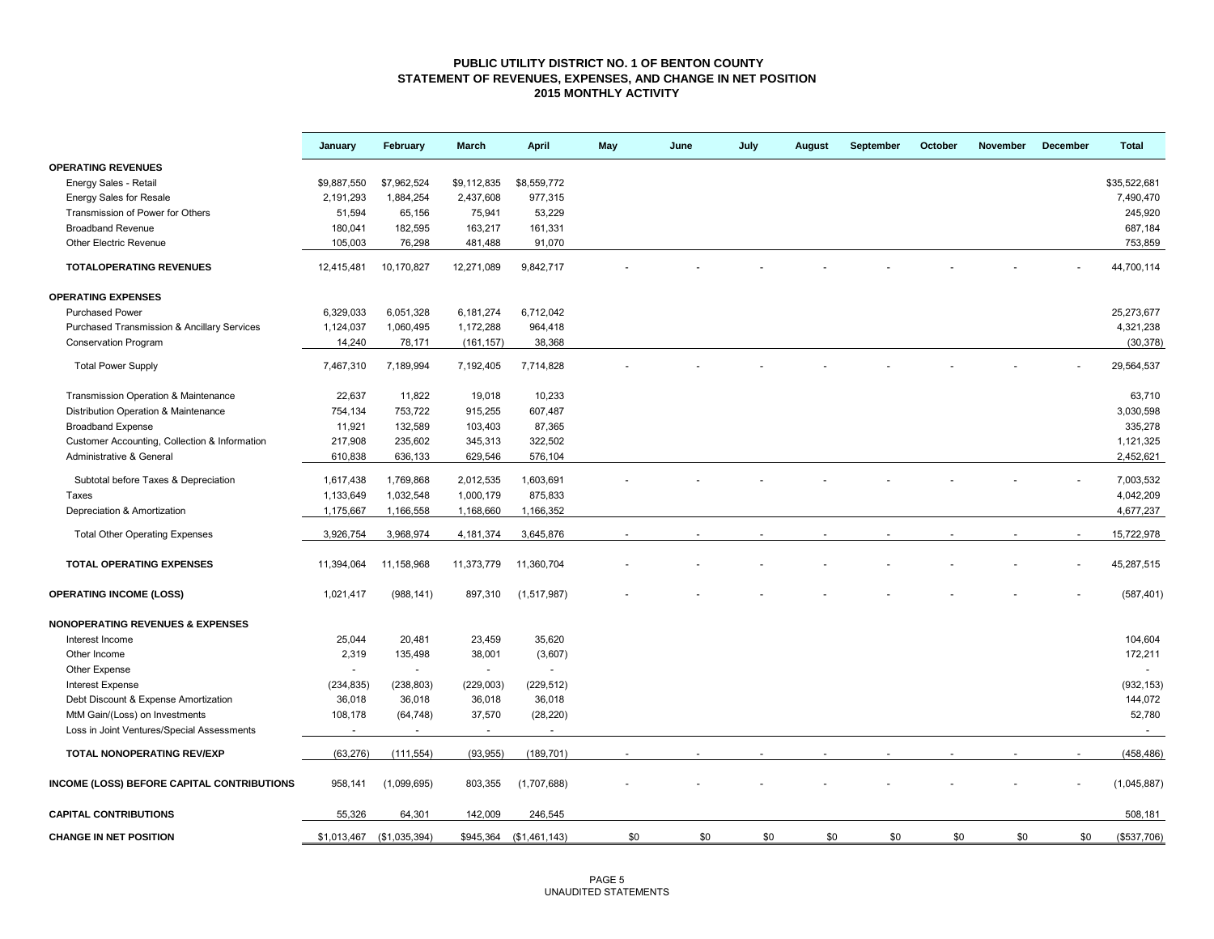# PUBLIC UTILITY DISTRICT NO. 1 OF BENTON COUNTY
## STATEMENT OF REVENUES, EXPENSES, AND CHANGE IN NET POSITION
## 2015 MONTHLY ACTIVITY

| | January | February | March | April | May | June | July | August | September | October | November | December | Total |
|---|---|---|---|---|---|---|---|---|---|---|---|---|---|
| **OPERATING REVENUES** | | | | | | | | | | | | | |
| Energy Sales - Retail | $9,887,550 | $7,962,524 | $9,112,835 | $8,559,772 | | | | | | | | | $35,522,681 |
| Energy Sales for Resale | 2,191,293 | 1,884,254 | 2,437,608 | 977,315 | | | | | | | | | 7,490,470 |
| Transmission of Power for Others | 51,594 | 65,156 | 75,941 | 53,229 | | | | | | | | | 245,920 |
| Broadband Revenue | 180,041 | 182,595 | 163,217 | 161,331 | | | | | | | | | 687,184 |
| Other Electric Revenue | 105,003 | 76,298 | 481,488 | 91,070 | | | | | | | | | 753,859 |
| **TOTALOPERATING REVENUES** | 12,415,481 | 10,170,827 | 12,271,089 | 9,842,717 | - | - | - | - | - | - | - | - | 44,700,114 |
| **OPERATING EXPENSES** | | | | | | | | | | | | | |
| Purchased Power | 6,329,033 | 6,051,328 | 6,181,274 | 6,712,042 | | | | | | | | | 25,273,677 |
| Purchased Transmission & Ancillary Services | 1,124,037 | 1,060,495 | 1,172,288 | 964,418 | | | | | | | | | 4,321,238 |
| Conservation Program | 14,240 | 78,171 | (161,157) | 38,368 | | | | | | | | | (30,378) |
| Total Power Supply | 7,467,310 | 7,189,994 | 7,192,405 | 7,714,828 | - | - | - | - | - | - | - | - | 29,564,537 |
| Transmission Operation & Maintenance | 22,637 | 11,822 | 19,018 | 10,233 | | | | | | | | | 63,710 |
| Distribution Operation & Maintenance | 754,134 | 753,722 | 915,255 | 607,487 | | | | | | | | | 3,030,598 |
| Broadband Expense | 11,921 | 132,589 | 103,403 | 87,365 | | | | | | | | | 335,278 |
| Customer Accounting, Collection & Information | 217,908 | 235,602 | 345,313 | 322,502 | | | | | | | | | 1,121,325 |
| Administrative & General | 610,838 | 636,133 | 629,546 | 576,104 | | | | | | | | | 2,452,621 |
| Subtotal before Taxes & Depreciation | 1,617,438 | 1,769,868 | 2,012,535 | 1,603,691 | - | - | - | - | - | - | - | - | 7,003,532 |
| Taxes | 1,133,649 | 1,032,548 | 1,000,179 | 875,833 | | | | | | | | | 4,042,209 |
| Depreciation & Amortization | 1,175,667 | 1,166,558 | 1,168,660 | 1,166,352 | | | | | | | | | 4,677,237 |
| Total Other Operating Expenses | 3,926,754 | 3,968,974 | 4,181,374 | 3,645,876 | - | - | - | - | - | - | - | - | 15,722,978 |
| **TOTAL OPERATING EXPENSES** | 11,394,064 | 11,158,968 | 11,373,779 | 11,360,704 | - | - | - | - | - | - | - | - | 45,287,515 |
| **OPERATING INCOME (LOSS)** | 1,021,417 | (988,141) | 897,310 | (1,517,987) | - | - | - | - | - | - | - | - | (587,401) |
| **NONOPERATING REVENUES & EXPENSES** | | | | | | | | | | | | | |
| Interest Income | 25,044 | 20,481 | 23,459 | 35,620 | | | | | | | | | 104,604 |
| Other Income | 2,319 | 135,498 | 38,001 | (3,607) | | | | | | | | | 172,211 |
| Other Expense | - | - | - | - | | | | | | | | | - |
| Interest Expense | (234,835) | (238,803) | (229,003) | (229,512) | | | | | | | | | (932,153) |
| Debt Discount & Expense Amortization | 36,018 | 36,018 | 36,018 | 36,018 | | | | | | | | | 144,072 |
| MtM Gain/(Loss) on Investments | 108,178 | (64,748) | 37,570 | (28,220) | | | | | | | | | 52,780 |
| Loss in Joint Ventures/Special Assessments | - | - | - | - | | | | | | | | | - |
| **TOTAL NONOPERATING REV/EXP** | (63,276) | (111,554) | (93,955) | (189,701) | - | - | - | - | - | - | - | - | (458,486) |
| **INCOME (LOSS) BEFORE CAPITAL CONTRIBUTIONS** | 958,141 | (1,099,695) | 803,355 | (1,707,688) | - | - | - | - | - | - | - | - | (1,045,887) |
| **CAPITAL CONTRIBUTIONS** | 55,326 | 64,301 | 142,009 | 246,545 | | | | | | | | | 508,181 |
| **CHANGE IN NET POSITION** | $1,013,467 | ($1,035,394) | $945,364 | ($1,461,143) | $0 | $0 | $0 | $0 | $0 | $0 | $0 | $0 | ($537,706) |

UNAUDITED STATEMENTS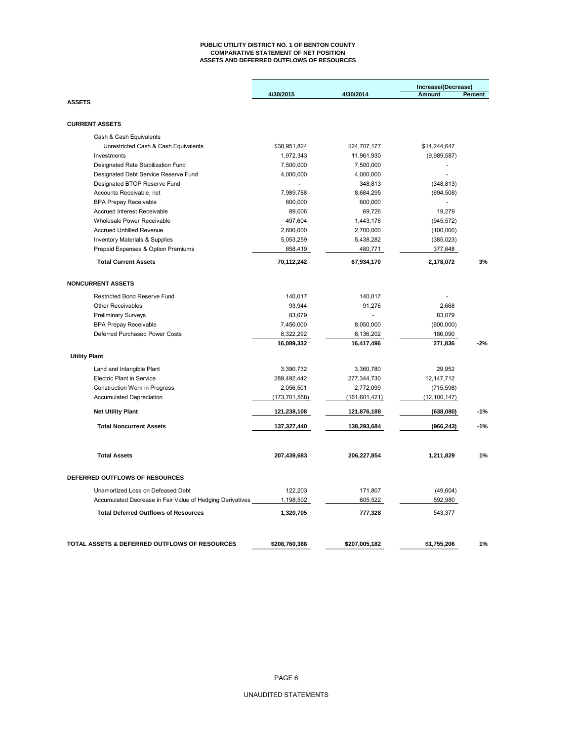**PUBLIC UTILITY DISTRICT NO. 1 OF BENTON COUNTY**
**COMPARATIVE STATEMENT OF NET POSITION**
**ASSETS AND DEFERRED OUTFLOWS OF RESOURCES**

| | 4/30/2015 | 4/30/2014 | Increase/(Decrease) Amount | Percent |
|---|---|---|---|---|
| **ASSETS** | | | | |
| **CURRENT ASSETS** | | | | |
| Cash & Cash Equivalents | | | | |
| Unrestricted Cash & Cash Equivalents | $38,951,824 | $24,707,177 | $14,244,647 | |
| Investments | 1,972,343 | 11,961,930 | (9,989,587) | |
| Designated Rate Stabilization Fund | 7,500,000 | 7,500,000 | - | |
| Designated Debt Service Reserve Fund | 4,000,000 | 4,000,000 | - | |
| Designated BTOP Reserve Fund | - | 348,813 | (348,813) | |
| Accounts Receivable, net | 7,989,788 | 8,684,295 | (694,508) | |
| BPA Prepay Receivable | 600,000 | 600,000 | - | |
| Accrued Interest Receivable | 89,006 | 69,726 | 19,279 | |
| Wholesale Power Receivable | 497,604 | 1,443,176 | (945,572) | |
| Accrued Unbilled Revenue | 2,600,000 | 2,700,000 | (100,000) | |
| Inventory Materials & Supplies | 5,053,259 | 5,438,282 | (385,023) | |
| Prepaid Expenses & Option Premiums | 858,419 | 480,771 | 377,648 | |
| **Total Current Assets** | **70,112,242** | **67,934,170** | **2,178,072** | **3%** |
| **NONCURRENT ASSETS** | | | | |
| Restricted Bond Reserve Fund | 140,017 | 140,017 | - | |
| Other Receivables | 93,944 | 91,276 | 2,668 | |
| Preliminary Surveys | 83,079 | - | 83,079 | |
| BPA Prepay Receivable | 7,450,000 | 8,050,000 | (600,000) | |
| Deferred Purchased Power Costs | 8,322,292 | 8,136,202 | 186,090 | |
| | **16,089,332** | **16,417,496** | **271,836** | **-2%** |
| **Utility Plant** | | | | |
| Land and Intangible Plant | 3,390,732 | 3,360,780 | 29,952 | |
| Electric Plant in Service | 289,492,442 | 277,344,730 | 12,147,712 | |
| Construction Work in Progress | 2,056,501 | 2,772,099 | (715,598) | |
| Accumulated Depreciation | (173,701,568) | (161,601,421) | (12,100,147) | |
| **Net Utility Plant** | **121,238,108** | **121,876,188** | **(638,080)** | **-1%** |
| **Total Noncurrent Assets** | **137,327,440** | **138,293,684** | **(966,243)** | **-1%** |
| **Total Assets** | **207,439,683** | **206,227,854** | **1,211,829** | **1%** |
| **DEFERRED OUTFLOWS OF RESOURCES** | | | | |
| Unamortized Loss on Defeased Debt | 122,203 | 171,807 | (49,604) | |
| Accumulated Decrease in Fair Value of Hedging Derivatives | 1,198,502 | 605,522 | 592,980 | |
| **Total Deferred Outflows of Resources** | **1,320,705** | **777,328** | 543,377 | |
| **TOTAL ASSETS & DEFERRED OUTFLOWS OF RESOURCES** | **$208,760,388** | **$207,005,182** | **$1,755,206** | **1%** |

UNAUDITED STATEMENTS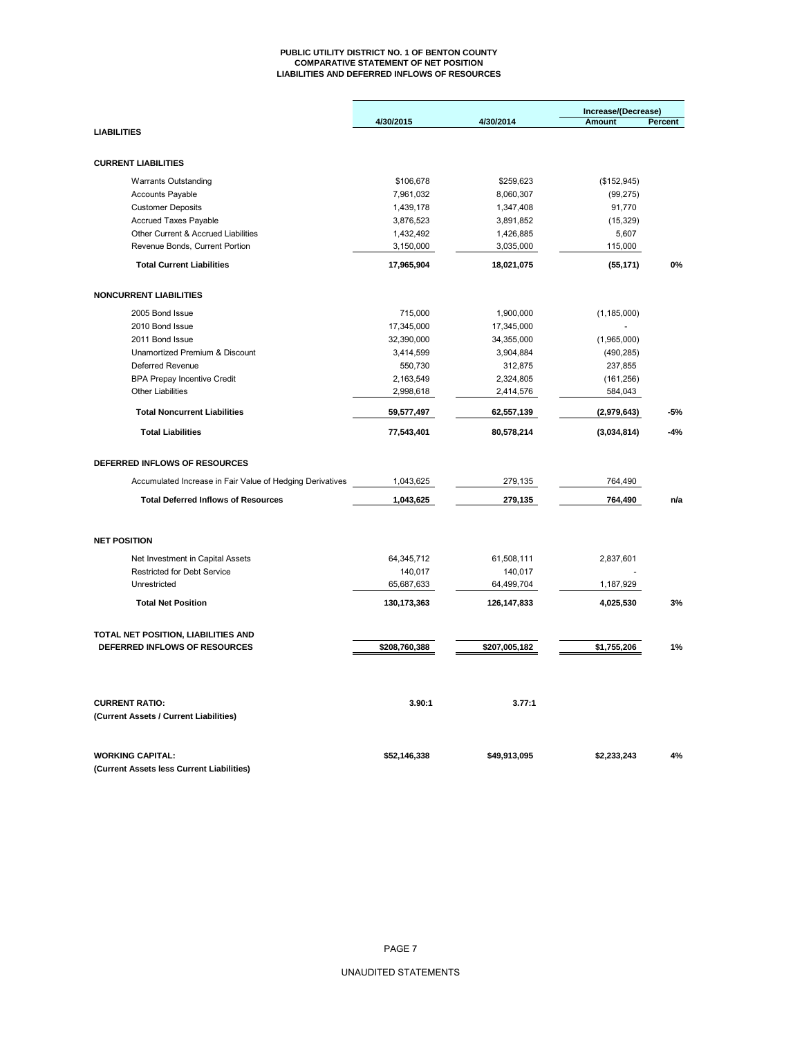# PUBLIC UTILITY DISTRICT NO. 1 OF BENTON COUNTY
## COMPARATIVE STATEMENT OF NET POSITION
## LIABILITIES AND DEFERRED INFLOWS OF RESOURCES

| | 4/30/2015 | 4/30/2014 | Increase/(Decrease) Amount | Percent |
|---|---|---|---|---|
| **LIABILITIES** | | | | |
| **CURRENT LIABILITIES** | | | | |
| Warrants Outstanding | $106,678 | $259,623 | ($152,945) | |
| Accounts Payable | 7,961,032 | 8,060,307 | (99,275) | |
| Customer Deposits | 1,439,178 | 1,347,408 | 91,770 | |
| Accrued Taxes Payable | 3,876,523 | 3,891,852 | (15,329) | |
| Other Current & Accrued Liabilities | 1,432,492 | 1,426,885 | 5,607 | |
| Revenue Bonds, Current Portion | 3,150,000 | 3,035,000 | 115,000 | |
| **Total Current Liabilities** | **17,965,904** | **18,021,075** | **(55,171)** | **0%** |
| **NONCURRENT LIABILITIES** | | | | |
| 2005 Bond Issue | 715,000 | 1,900,000 | (1,185,000) | |
| 2010 Bond Issue | 17,345,000 | 17,345,000 | - | |
| 2011 Bond Issue | 32,390,000 | 34,355,000 | (1,965,000) | |
| Unamortized Premium & Discount | 3,414,599 | 3,904,884 | (490,285) | |
| Deferred Revenue | 550,730 | 312,875 | 237,855 | |
| BPA Prepay Incentive Credit | 2,163,549 | 2,324,805 | (161,256) | |
| Other Liabilities | 2,998,618 | 2,414,576 | 584,043 | |
| **Total Noncurrent Liabilities** | **59,577,497** | **62,557,139** | **(2,979,643)** | **-5%** |
| **Total Liabilities** | **77,543,401** | **80,578,214** | **(3,034,814)** | **-4%** |
| **DEFERRED INFLOWS OF RESOURCES** | | | | |
| Accumulated Increase in Fair Value of Hedging Derivatives | 1,043,625 | 279,135 | 764,490 | |
| **Total Deferred Inflows of Resources** | **1,043,625** | **279,135** | **764,490** | **n/a** |
| **NET POSITION** | | | | |
| Net Investment in Capital Assets | 64,345,712 | 61,508,111 | 2,837,601 | |
| Restricted for Debt Service | 140,017 | 140,017 | - | |
| Unrestricted | 65,687,633 | 64,499,704 | 1,187,929 | |
| **Total Net Position** | **130,173,363** | **126,147,833** | **4,025,530** | **3%** |
| **TOTAL NET POSITION, LIABILITIES AND DEFERRED INFLOWS OF RESOURCES** | **$208,760,388** | **$207,005,182** | **$1,755,206** | **1%** |
| **CURRENT RATIO:** (Current Assets / Current Liabilities) | **3.90:1** | **3.77:1** | | |
| **WORKING CAPITAL:** (Current Assets less Current Liabilities) | **$52,146,338** | **$49,913,095** | **$2,233,243** | **4%** |

UNAUDITED STATEMENTS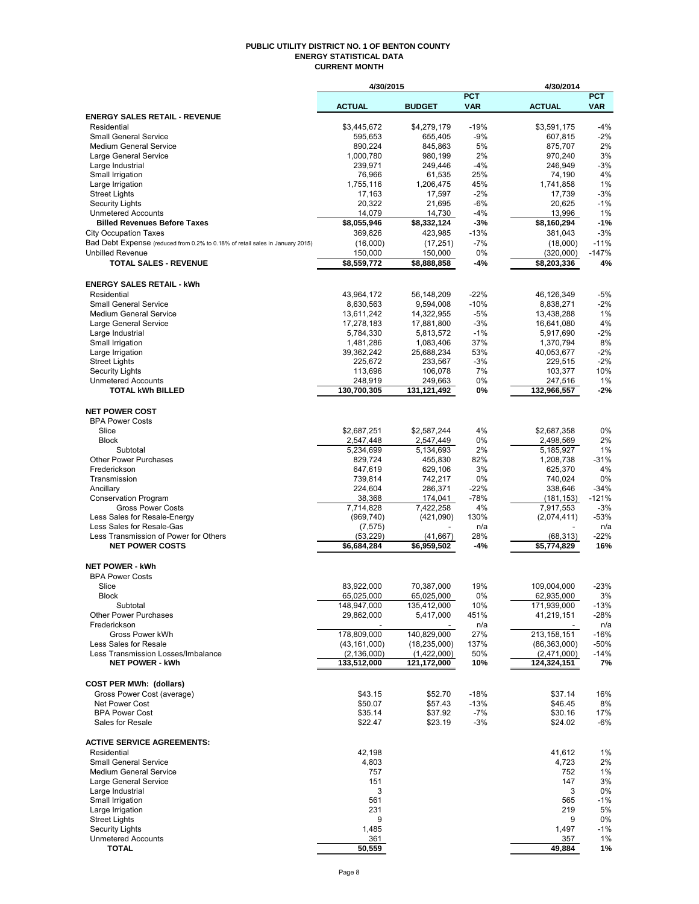# PUBLIC UTILITY DISTRICT NO. 1 OF BENTON COUNTY
## ENERGY STATISTICAL DATA
### CURRENT MONTH

| | 4/30/2015 | | | 4/30/2014 | |
|---|---|---|---|---|---|
| | ACTUAL | BUDGET | PCT VAR | ACTUAL | PCT VAR |
| **ENERGY SALES RETAIL - REVENUE** | | | | | |
| Residential | $3,445,672 | $4,279,179 | -19% | $3,591,175 | -4% |
| Small General Service | 595,653 | 655,405 | -9% | 607,815 | -2% |
| Medium General Service | 890,224 | 845,863 | 5% | 875,707 | 2% |
| Large General Service | 1,000,780 | 980,199 | 2% | 970,240 | 3% |
| Large Industrial | 239,971 | 249,446 | -4% | 246,949 | -3% |
| Small Irrigation | 76,966 | 61,535 | 25% | 74,190 | 4% |
| Large Irrigation | 1,755,116 | 1,206,475 | 45% | 1,741,858 | 1% |
| Street Lights | 17,163 | 17,597 | -2% | 17,739 | -3% |
| Security Lights | 20,322 | 21,695 | -6% | 20,625 | -1% |
| Unmetered Accounts | 14,079 | 14,730 | -4% | 13,996 | 1% |
| **Billed Revenues Before Taxes** | **$8,055,946** | **$8,332,124** | **-3%** | **$8,160,294** | **-1%** |
| City Occupation Taxes | 369,826 | 423,985 | -13% | 381,043 | -3% |
| Bad Debt Expense (reduced from 0.2% to 0.18% of retail sales in January 2015) | (16,000) | (17,251) | -7% | (18,000) | -11% |
| Unbilled Revenue | 150,000 | 150,000 | 0% | (320,000) | -147% |
| **TOTAL SALES - REVENUE** | **$8,559,772** | **$8,888,858** | **-4%** | **$8,203,336** | **4%** |
| **ENERGY SALES RETAIL - kWh** | | | | | |
| Residential | 43,964,172 | 56,148,209 | -22% | 46,126,349 | -5% |
| Small General Service | 8,630,563 | 9,594,008 | -10% | 8,838,271 | -2% |
| Medium General Service | 13,611,242 | 14,322,955 | -5% | 13,438,288 | 1% |
| Large General Service | 17,278,183 | 17,881,800 | -3% | 16,641,080 | 4% |
| Large Industrial | 5,784,330 | 5,813,572 | -1% | 5,917,690 | -2% |
| Small Irrigation | 1,481,286 | 1,083,406 | 37% | 1,370,794 | 8% |
| Large Irrigation | 39,362,242 | 25,688,234 | 53% | 40,053,677 | -2% |
| Street Lights | 225,672 | 233,567 | -3% | 229,515 | -2% |
| Security Lights | 113,696 | 106,078 | 7% | 103,377 | 10% |
| Unmetered Accounts | 248,919 | 249,663 | 0% | 247,516 | 1% |
| **TOTAL kWh BILLED** | **130,700,305** | **131,121,492** | **0%** | **132,966,557** | **-2%** |
| **NET POWER COST** | | | | | |
| BPA Power Costs | | | | | |
| Slice | $2,687,251 | $2,587,244 | 4% | $2,687,358 | 0% |
| Block | 2,547,448 | 2,547,449 | 0% | 2,498,569 | 2% |
| Subtotal | 5,234,699 | 5,134,693 | 2% | 5,185,927 | 1% |
| Other Power Purchases | 829,724 | 455,830 | 82% | 1,208,738 | -31% |
| Frederickson | 647,619 | 629,106 | 3% | 625,370 | 4% |
| Transmission | 739,814 | 742,217 | 0% | 740,024 | 0% |
| Ancillary | 224,604 | 286,371 | -22% | 338,646 | -34% |
| Conservation Program | 38,368 | 174,041 | -78% | (181,153) | -121% |
| Gross Power Costs | 7,714,828 | 7,422,258 | 4% | 7,917,553 | -3% |
| Less Sales for Resale-Energy | (969,740) | (421,090) | 130% | (2,074,411) | -53% |
| Less Sales for Resale-Gas | (7,575) | - | n/a | - | n/a |
| Less Transmission of Power for Others | (53,229) | (41,667) | 28% | (68,313) | -22% |
| **NET POWER COSTS** | **$6,684,284** | **$6,959,502** | **-4%** | **$5,774,829** | **16%** |
| **NET POWER - kWh** | | | | | |
| BPA Power Costs | | | | | |
| Slice | 83,922,000 | 70,387,000 | 19% | 109,004,000 | -23% |
| Block | 65,025,000 | 65,025,000 | 0% | 62,935,000 | 3% |
| Subtotal | 148,947,000 | 135,412,000 | 10% | 171,939,000 | -13% |
| Other Power Purchases | 29,862,000 | 5,417,000 | 451% | 41,219,151 | -28% |
| Frederickson | - | - | n/a | - | n/a |
| Gross Power kWh | 178,809,000 | 140,829,000 | 27% | 213,158,151 | -16% |
| Less Sales for Resale | (43,161,000) | (18,235,000) | 137% | (86,363,000) | -50% |
| Less Transmission Losses/Imbalance | (2,136,000) | (1,422,000) | 50% | (2,471,000) | -14% |
| **NET POWER - kWh** | **133,512,000** | **121,172,000** | **10%** | **124,324,151** | **7%** |
| **COST PER MWh: (dollars)** | | | | | |
| Gross Power Cost (average) | $43.15 | $52.70 | -18% | $37.14 | 16% |
| Net Power Cost | $50.07 | $57.43 | -13% | $46.45 | 8% |
| BPA Power Cost | $35.14 | $37.92 | -7% | $30.16 | 17% |
| Sales for Resale | $22.47 | $23.19 | -3% | $24.02 | -6% |
| **ACTIVE SERVICE AGREEMENTS:** | | | | | |
| Residential | 42,198 | | | 41,612 | 1% |
| Small General Service | 4,803 | | | 4,723 | 2% |
| Medium General Service | 757 | | | 752 | 1% |
| Large General Service | 151 | | | 147 | 3% |
| Large Industrial | 3 | | | 3 | 0% |
| Small Irrigation | 561 | | | 565 | -1% |
| Large Irrigation | 231 | | | 219 | 5% |
| Street Lights | 9 | | | 9 | 0% |
| Security Lights | 1,485 | | | 1,497 | -1% |
| Unmetered Accounts | 361 | | | 357 | 1% |
| **TOTAL** | **50,559** | | | **49,884** | **1%** |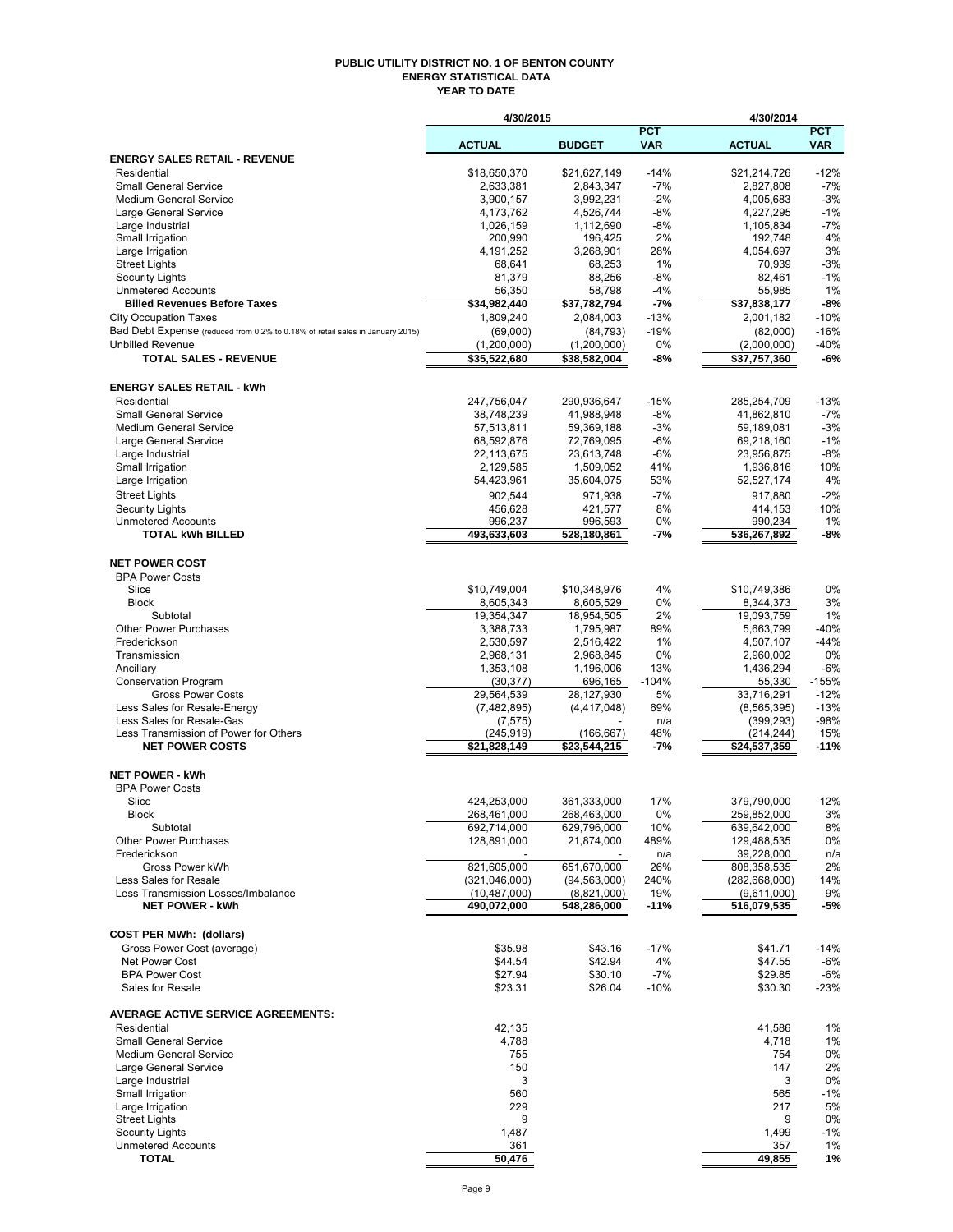# PUBLIC UTILITY DISTRICT NO. 1 OF BENTON COUNTY
## ENERGY STATISTICAL DATA
### YEAR TO DATE

| | 4/30/2015 | | | 4/30/2014 | |
|---|---|---|---|---|---|
| | ACTUAL | BUDGET | PCT VAR | ACTUAL | PCT VAR |
| **ENERGY SALES RETAIL - REVENUE** | | | | | |
| Residential | $18,650,370 | $21,627,149 | -14% | $21,214,726 | -12% |
| Small General Service | 2,633,381 | 2,843,347 | -7% | 2,827,808 | -7% |
| Medium General Service | 3,900,157 | 3,992,231 | -2% | 4,005,683 | -3% |
| Large General Service | 4,173,762 | 4,526,744 | -8% | 4,227,295 | -1% |
| Large Industrial | 1,026,159 | 1,112,690 | -8% | 1,105,834 | -7% |
| Small Irrigation | 200,990 | 196,425 | 2% | 192,748 | 4% |
| Large Irrigation | 4,191,252 | 3,268,901 | 28% | 4,054,697 | 3% |
| Street Lights | 68,641 | 68,253 | 1% | 70,939 | -3% |
| Security Lights | 81,379 | 88,256 | -8% | 82,461 | -1% |
| Unmetered Accounts | 56,350 | 58,798 | -4% | 55,985 | 1% |
| **Billed Revenues Before Taxes** | **$34,982,440** | **$37,782,794** | **-7%** | **$37,838,177** | **-8%** |
| City Occupation Taxes | 1,809,240 | 2,084,003 | -13% | 2,001,182 | -10% |
| Bad Debt Expense (reduced from 0.2% to 0.18% of retail sales in January 2015) | (69,000) | (84,793) | -19% | (82,000) | -16% |
| Unbilled Revenue | (1,200,000) | (1,200,000) | 0% | (2,000,000) | -40% |
| **TOTAL SALES - REVENUE** | **$35,522,680** | **$38,582,004** | **-8%** | **$37,757,360** | **-6%** |
| **ENERGY SALES RETAIL - kWh** | | | | | |
| Residential | 247,756,047 | 290,936,647 | -15% | 285,254,709 | -13% |
| Small General Service | 38,748,239 | 41,988,948 | -8% | 41,862,810 | -7% |
| Medium General Service | 57,513,811 | 59,369,188 | -3% | 59,189,081 | -3% |
| Large General Service | 68,592,876 | 72,769,095 | -6% | 69,218,160 | -1% |
| Large Industrial | 22,113,675 | 23,613,748 | -6% | 23,956,875 | -8% |
| Small Irrigation | 2,129,585 | 1,509,052 | 41% | 1,936,816 | 10% |
| Large Irrigation | 54,423,961 | 35,604,075 | 53% | 52,527,174 | 4% |
| Street Lights | 902,544 | 971,938 | -7% | 917,880 | -2% |
| Security Lights | 456,628 | 421,577 | 8% | 414,153 | 10% |
| Unmetered Accounts | 996,237 | 996,593 | 0% | 990,234 | 1% |
| **TOTAL kWh BILLED** | **493,633,603** | **528,180,861** | **-7%** | **536,267,892** | **-8%** |
| **NET POWER COST** | | | | | |
| BPA Power Costs | | | | | |
| Slice | $10,749,004 | $10,348,976 | 4% | $10,749,386 | 0% |
| Block | 8,605,343 | 8,605,529 | 0% | 8,344,373 | 3% |
| Subtotal | 19,354,347 | 18,954,505 | 2% | 19,093,759 | 1% |
| Other Power Purchases | 3,388,733 | 1,795,987 | 89% | 5,663,799 | -40% |
| Frederickson | 2,530,597 | 2,516,422 | 1% | 4,507,107 | -44% |
| Transmission | 2,968,131 | 2,968,845 | 0% | 2,960,002 | 0% |
| Ancillary | 1,353,108 | 1,196,006 | 13% | 1,436,294 | -6% |
| Conservation Program | (30,377) | 696,165 | -104% | 55,330 | -155% |
| Gross Power Costs | 29,564,539 | 28,127,930 | 5% | 33,716,291 | -12% |
| Less Sales for Resale-Energy | (7,482,895) | (4,417,048) | 69% | (8,565,395) | -13% |
| Less Sales for Resale-Gas | (7,575) | - | n/a | (399,293) | -98% |
| Less Transmission of Power for Others | (245,919) | (166,667) | 48% | (214,244) | 15% |
| **NET POWER COSTS** | **$21,828,149** | **$23,544,215** | **-7%** | **$24,537,359** | **-11%** |
| **NET POWER - kWh** | | | | | |
| BPA Power Costs | | | | | |
| Slice | 424,253,000 | 361,333,000 | 17% | 379,790,000 | 12% |
| Block | 268,461,000 | 268,463,000 | 0% | 259,852,000 | 3% |
| Subtotal | 692,714,000 | 629,796,000 | 10% | 639,642,000 | 8% |
| Other Power Purchases | 128,891,000 | 21,874,000 | 489% | 129,488,535 | 0% |
| Frederickson | - | - | n/a | 39,228,000 | n/a |
| Gross Power kWh | 821,605,000 | 651,670,000 | 26% | 808,358,535 | 2% |
| Less Sales for Resale | (321,046,000) | (94,563,000) | 240% | (282,668,000) | 14% |
| Less Transmission Losses/Imbalance | (10,487,000) | (8,821,000) | 19% | (9,611,000) | 9% |
| **NET POWER - kWh** | **490,072,000** | **548,286,000** | **-11%** | **516,079,535** | **-5%** |
| **COST PER MWh: (dollars)** | | | | | |
| Gross Power Cost (average) | $35.98 | $43.16 | -17% | $41.71 | -14% |
| Net Power Cost | $44.54 | $42.94 | 4% | $47.55 | -6% |
| BPA Power Cost | $27.94 | $30.10 | -7% | $29.85 | -6% |
| Sales for Resale | $23.31 | $26.04 | -10% | $30.30 | -23% |
| **AVERAGE ACTIVE SERVICE AGREEMENTS:** | | | | | |
| Residential | 42,135 | | | 41,586 | 1% |
| Small General Service | 4,788 | | | 4,718 | 1% |
| Medium General Service | 755 | | | 754 | 0% |
| Large General Service | 150 | | | 147 | 2% |
| Large Industrial | 3 | | | 3 | 0% |
| Small Irrigation | 560 | | | 565 | -1% |
| Large Irrigation | 229 | | | 217 | 5% |
| Street Lights | 9 | | | 9 | 0% |
| Security Lights | 1,487 | | | 1,499 | -1% |
| Unmetered Accounts | 361 | | | 357 | 1% |
| **TOTAL** | **50,476** | | | **49,855** | **1%** |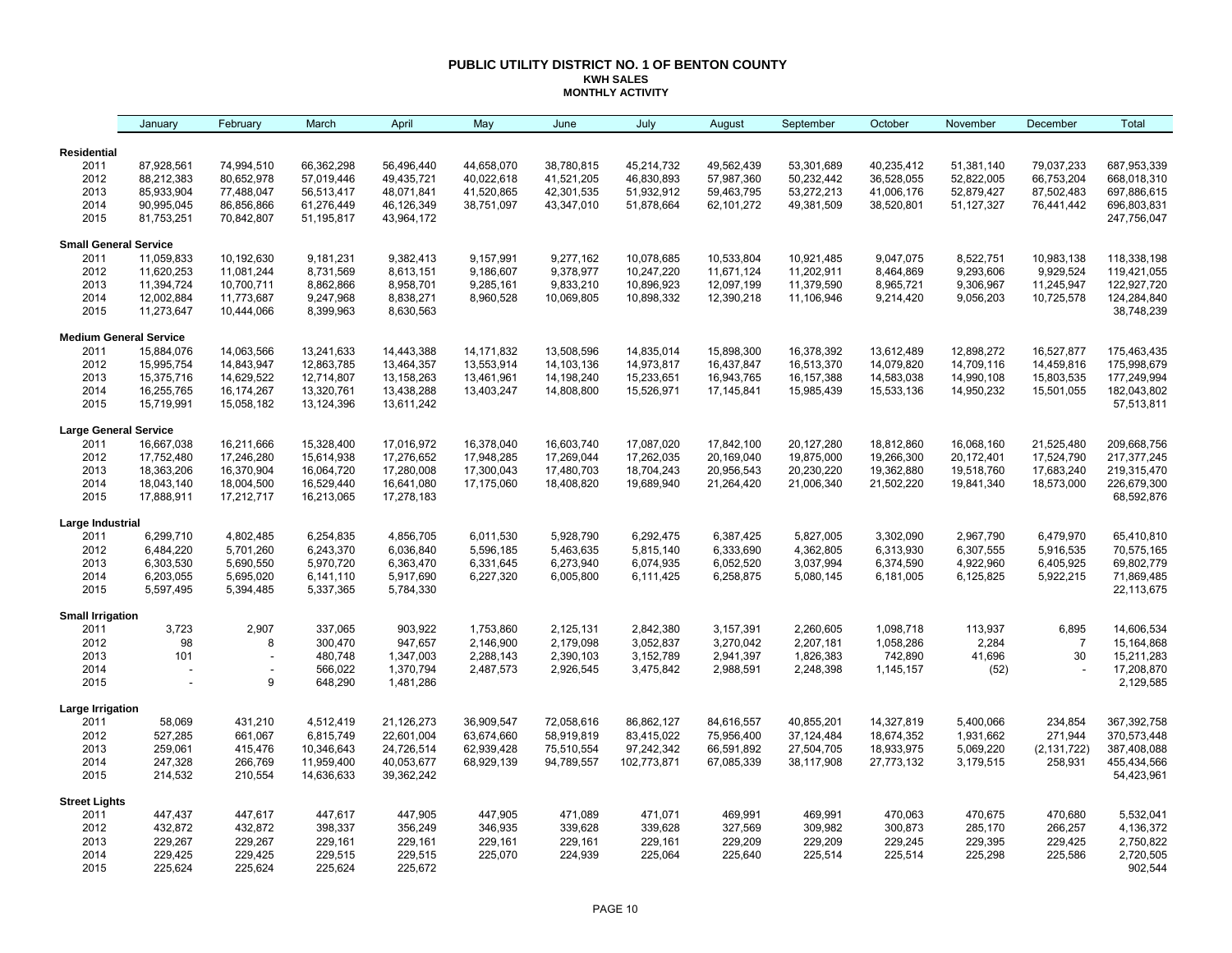# PUBLIC UTILITY DISTRICT NO. 1 OF BENTON COUNTY

## KWH SALES

### MONTHLY ACTIVITY

| | January | February | March | April | May | June | July | August | September | October | November | December | Total |
|---|---|---|---|---|---|---|---|---|---|---|---|---|---|
| **Residential** | | | | | | | | | | | | | |
| 2011 | 87,928,561 | 74,994,510 | 66,362,298 | 56,496,440 | 44,658,070 | 38,780,815 | 45,214,732 | 49,562,439 | 53,301,689 | 40,235,412 | 51,381,140 | 79,037,233 | 687,953,339 |
| 2012 | 88,212,383 | 80,652,978 | 57,019,446 | 49,435,721 | 40,022,618 | 41,521,205 | 46,830,893 | 57,987,360 | 50,232,442 | 36,528,055 | 52,822,005 | 66,753,204 | 668,018,310 |
| 2013 | 85,933,904 | 77,488,047 | 56,513,417 | 48,071,841 | 41,520,865 | 42,301,535 | 51,932,912 | 59,463,795 | 53,272,213 | 41,006,176 | 52,879,427 | 87,502,483 | 697,886,615 |
| 2014 | 90,995,045 | 86,856,866 | 61,276,449 | 46,126,349 | 38,751,097 | 43,347,010 | 51,878,664 | 62,101,272 | 49,381,509 | 38,520,801 | 51,127,327 | 76,441,442 | 696,803,831 |
| 2015 | 81,753,251 | 70,842,807 | 51,195,817 | 43,964,172 | | | | | | | | | 247,756,047 |
| **Small General Service** | | | | | | | | | | | | | |
| 2011 | 11,059,833 | 10,192,630 | 9,181,231 | 9,382,413 | 9,157,991 | 9,277,162 | 10,078,685 | 10,533,804 | 10,921,485 | 9,047,075 | 8,522,751 | 10,983,138 | 118,338,198 |
| 2012 | 11,620,253 | 11,081,244 | 8,731,569 | 8,613,151 | 9,186,607 | 9,378,977 | 10,247,220 | 11,671,124 | 11,202,911 | 8,464,869 | 9,293,606 | 9,929,524 | 119,421,055 |
| 2013 | 11,394,724 | 10,700,711 | 8,862,866 | 8,958,701 | 9,285,161 | 9,833,210 | 10,896,923 | 12,097,199 | 11,379,590 | 8,965,721 | 9,306,967 | 11,245,947 | 122,927,720 |
| 2014 | 12,002,884 | 11,773,687 | 9,247,968 | 8,838,271 | 8,960,528 | 10,069,805 | 10,898,332 | 12,390,218 | 11,106,946 | 9,214,420 | 9,056,203 | 10,725,578 | 124,284,840 |
| 2015 | 11,273,647 | 10,444,066 | 8,399,963 | 8,630,563 | | | | | | | | | 38,748,239 |
| **Medium General Service** | | | | | | | | | | | | | |
| 2011 | 15,884,076 | 14,063,566 | 13,241,633 | 14,443,388 | 14,171,832 | 13,508,596 | 14,835,014 | 15,898,300 | 16,378,392 | 13,612,489 | 12,898,272 | 16,527,877 | 175,463,435 |
| 2012 | 15,995,754 | 14,843,947 | 12,863,785 | 13,464,357 | 13,553,914 | 14,103,136 | 14,973,817 | 16,437,847 | 16,513,370 | 14,079,820 | 14,709,116 | 14,459,816 | 175,998,679 |
| 2013 | 15,375,716 | 14,629,522 | 12,714,807 | 13,158,263 | 13,461,961 | 14,198,240 | 15,233,651 | 16,943,765 | 16,157,388 | 14,583,038 | 14,990,108 | 15,803,535 | 177,249,994 |
| 2014 | 16,255,765 | 16,174,267 | 13,320,761 | 13,438,288 | 13,403,247 | 14,808,800 | 15,526,971 | 17,145,841 | 15,985,439 | 15,533,136 | 14,950,232 | 15,501,055 | 182,043,802 |
| 2015 | 15,719,991 | 15,058,182 | 13,124,396 | 13,611,242 | | | | | | | | | 57,513,811 |
| **Large General Service** | | | | | | | | | | | | | |
| 2011 | 16,667,038 | 16,211,666 | 15,328,400 | 17,016,972 | 16,378,040 | 16,603,740 | 17,087,020 | 17,842,100 | 20,127,280 | 18,812,860 | 16,068,160 | 21,525,480 | 209,668,756 |
| 2012 | 17,752,480 | 17,246,280 | 15,614,938 | 17,276,652 | 17,948,285 | 17,269,044 | 17,262,035 | 20,169,040 | 19,875,000 | 19,266,300 | 20,172,401 | 17,524,790 | 217,377,245 |
| 2013 | 18,363,206 | 16,370,904 | 16,064,720 | 17,280,008 | 17,300,043 | 17,480,703 | 18,704,243 | 20,956,543 | 20,230,220 | 19,362,880 | 19,518,760 | 17,683,240 | 219,315,470 |
| 2014 | 18,043,140 | 18,004,500 | 16,529,440 | 16,641,080 | 17,175,060 | 18,408,820 | 19,689,940 | 21,264,420 | 21,006,340 | 21,502,220 | 19,841,340 | 18,573,000 | 226,679,300 |
| 2015 | 17,888,911 | 17,212,717 | 16,213,065 | 17,278,183 | | | | | | | | | 68,592,876 |
| **Large Industrial** | | | | | | | | | | | | | |
| 2011 | 6,299,710 | 4,802,485 | 6,254,835 | 4,856,705 | 6,011,530 | 5,928,790 | 6,292,475 | 6,387,425 | 5,827,005 | 3,302,090 | 2,967,790 | 6,479,970 | 65,410,810 |
| 2012 | 6,484,220 | 5,701,260 | 6,243,370 | 6,036,840 | 5,596,185 | 5,463,635 | 5,815,140 | 6,333,690 | 4,362,805 | 6,313,930 | 6,307,555 | 5,916,535 | 70,575,165 |
| 2013 | 6,303,530 | 5,690,550 | 5,970,720 | 6,363,470 | 6,331,645 | 6,273,940 | 6,074,935 | 6,052,520 | 3,037,994 | 6,374,590 | 4,922,960 | 6,405,925 | 69,802,779 |
| 2014 | 6,203,055 | 5,695,020 | 6,141,110 | 5,917,690 | 6,227,320 | 6,005,800 | 6,111,425 | 6,258,875 | 5,080,145 | 6,181,005 | 6,125,825 | 5,922,215 | 71,869,485 |
| 2015 | 5,597,495 | 5,394,485 | 5,337,365 | 5,784,330 | | | | | | | | | 22,113,675 |
| **Small Irrigation** | | | | | | | | | | | | | |
| 2011 | 3,723 | 2,907 | 337,065 | 903,922 | 1,753,860 | 2,125,131 | 2,842,380 | 3,157,391 | 2,260,605 | 1,098,718 | 113,937 | 6,895 | 14,606,534 |
| 2012 | 98 | 8 | 300,470 | 947,657 | 2,146,900 | 2,179,098 | 3,052,837 | 3,270,042 | 2,207,181 | 1,058,286 | 2,284 | 7 | 15,164,868 |
| 2013 | 101 | - | 480,748 | 1,347,003 | 2,288,143 | 2,390,103 | 3,152,789 | 2,941,397 | 1,826,383 | 742,890 | 41,696 | 30 | 15,211,283 |
| 2014 | - | - | 566,022 | 1,370,794 | 2,487,573 | 2,926,545 | 3,475,842 | 2,988,591 | 2,248,398 | 1,145,157 | (52) | - | 17,208,870 |
| 2015 | - | 9 | 648,290 | 1,481,286 | | | | | | | | | 2,129,585 |
| **Large Irrigation** | | | | | | | | | | | | | |
| 2011 | 58,069 | 431,210 | 4,512,419 | 21,126,273 | 36,909,547 | 72,058,616 | 86,862,127 | 84,616,557 | 40,855,201 | 14,327,819 | 5,400,066 | 234,854 | 367,392,758 |
| 2012 | 527,285 | 661,067 | 6,815,749 | 22,601,004 | 63,674,660 | 58,919,819 | 83,415,022 | 75,956,400 | 37,124,484 | 18,674,352 | 1,931,662 | 271,944 | 370,573,448 |
| 2013 | 259,061 | 415,476 | 10,346,643 | 24,726,514 | 62,939,428 | 75,510,554 | 97,242,342 | 66,591,892 | 27,504,705 | 18,933,975 | 5,069,220 | (2,131,722) | 387,408,088 |
| 2014 | 247,328 | 266,769 | 11,959,400 | 40,053,677 | 68,929,139 | 94,789,557 | 102,773,871 | 67,085,339 | 38,117,908 | 27,773,132 | 3,179,515 | 258,931 | 455,434,566 |
| 2015 | 214,532 | 210,554 | 14,636,633 | 39,362,242 | | | | | | | | | 54,423,961 |
| **Street Lights** | | | | | | | | | | | | | |
| 2011 | 447,437 | 447,617 | 447,617 | 447,905 | 447,905 | 471,089 | 471,071 | 469,991 | 469,991 | 470,063 | 470,675 | 470,680 | 5,532,041 |
| 2012 | 432,872 | 432,872 | 398,337 | 356,249 | 346,935 | 339,628 | 339,628 | 327,569 | 309,982 | 300,873 | 285,170 | 266,257 | 4,136,372 |
| 2013 | 229,267 | 229,267 | 229,161 | 229,161 | 229,161 | 229,161 | 229,161 | 229,209 | 229,209 | 229,245 | 229,395 | 229,425 | 2,750,822 |
| 2014 | 229,425 | 229,425 | 229,515 | 229,515 | 225,070 | 224,939 | 225,064 | 225,640 | 225,514 | 225,514 | 225,298 | 225,586 | 2,720,505 |
| 2015 | 225,624 | 225,624 | 225,624 | 225,672 | | | | | | | | | 902,544 |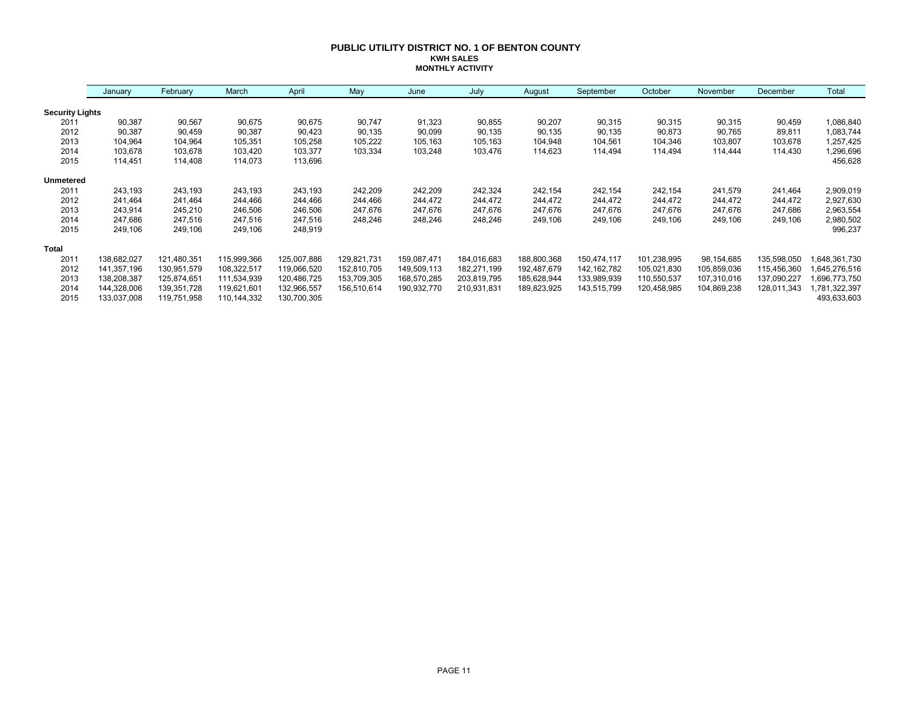# PUBLIC UTILITY DISTRICT NO. 1 OF BENTON COUNTY

## KWH SALES

### MONTHLY ACTIVITY

| | January | February | March | April | May | June | July | August | September | October | November | December | Total |
|---|---|---|---|---|---|---|---|---|---|---|---|---|---|
| **Security Lights** | | | | | | | | | | | | | |
| 2011 | 90,387 | 90,567 | 90,675 | 90,675 | 90,747 | 91,323 | 90,855 | 90,207 | 90,315 | 90,315 | 90,315 | 90,459 | 1,086,840 |
| 2012 | 90,387 | 90,459 | 90,387 | 90,423 | 90,135 | 90,099 | 90,135 | 90,135 | 90,135 | 90,873 | 90,765 | 89,811 | 1,083,744 |
| 2013 | 104,964 | 104,964 | 105,351 | 105,258 | 105,222 | 105,163 | 105,163 | 104,948 | 104,561 | 104,346 | 103,807 | 103,678 | 1,257,425 |
| 2014 | 103,678 | 103,678 | 103,420 | 103,377 | 103,334 | 103,248 | 103,476 | 114,623 | 114,494 | 114,494 | 114,444 | 114,430 | 1,296,696 |
| 2015 | 114,451 | 114,408 | 114,073 | 113,696 | | | | | | | | | 456,628 |
| **Unmetered** | | | | | | | | | | | | | |
| 2011 | 243,193 | 243,193 | 243,193 | 243,193 | 242,209 | 242,209 | 242,324 | 242,154 | 242,154 | 242,154 | 241,579 | 241,464 | 2,909,019 |
| 2012 | 241,464 | 241,464 | 244,466 | 244,466 | 244,466 | 244,472 | 244,472 | 244,472 | 244,472 | 244,472 | 244,472 | 244,472 | 2,927,630 |
| 2013 | 243,914 | 245,210 | 246,506 | 246,506 | 247,676 | 247,676 | 247,676 | 247,676 | 247,676 | 247,676 | 247,676 | 247,686 | 2,963,554 |
| 2014 | 247,686 | 247,516 | 247,516 | 247,516 | 248,246 | 248,246 | 248,246 | 249,106 | 249,106 | 249,106 | 249,106 | 249,106 | 2,980,502 |
| 2015 | 249,106 | 249,106 | 249,106 | 248,919 | | | | | | | | | 996,237 |
| **Total** | | | | | | | | | | | | | |
| 2011 | 138,682,027 | 121,480,351 | 115,999,366 | 125,007,886 | 129,821,731 | 159,087,471 | 184,016,683 | 188,800,368 | 150,474,117 | 101,238,995 | 98,154,685 | 135,598,050 | 1,648,361,730 |
| 2012 | 141,357,196 | 130,951,579 | 108,322,517 | 119,066,520 | 152,810,705 | 149,509,113 | 182,271,199 | 192,487,679 | 142,162,782 | 105,021,830 | 105,859,036 | 115,456,360 | 1,645,276,516 |
| 2013 | 138,208,387 | 125,874,651 | 111,534,939 | 120,486,725 | 153,709,305 | 168,570,285 | 203,819,795 | 185,628,944 | 133,989,939 | 110,550,537 | 107,310,016 | 137,090,227 | 1,696,773,750 |
| 2014 | 144,328,006 | 139,351,728 | 119,621,601 | 132,966,557 | 156,510,614 | 190,932,770 | 210,931,831 | 189,823,925 | 143,515,799 | 120,458,985 | 104,869,238 | 128,011,343 | 1,781,322,397 |
| 2015 | 133,037,008 | 119,751,958 | 110,144,332 | 130,700,305 | | | | | | | | | 493,633,603 |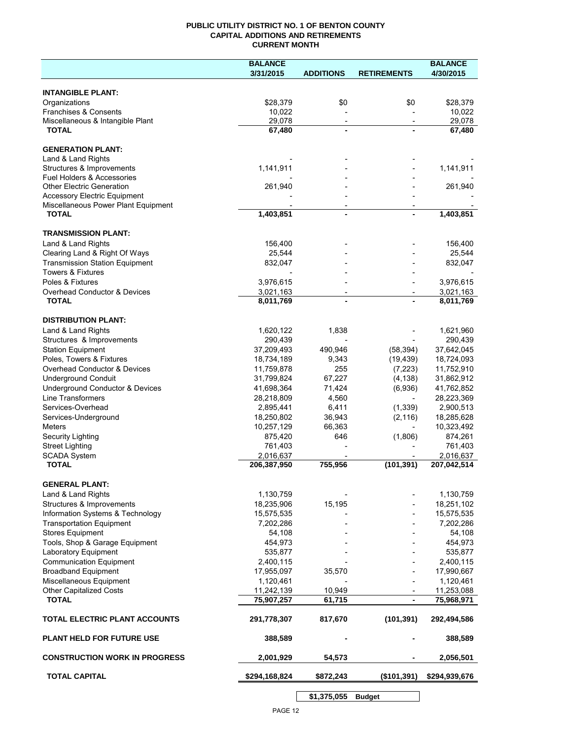# PUBLIC UTILITY DISTRICT NO. 1 OF BENTON COUNTY
## CAPITAL ADDITIONS AND RETIREMENTS
### CURRENT MONTH

| | BALANCE 3/31/2015 | ADDITIONS | RETIREMENTS | BALANCE 4/30/2015 |
|---|---|---|---|---|
| **INTANGIBLE PLANT:** | | | | |
| Organizations | $28,379 | $0 | $0 | $28,379 |
| Franchises & Consents | 10,022 | - | - | 10,022 |
| Miscellaneous & Intangible Plant | 29,078 | - | - | 29,078 |
| **TOTAL** | **67,480** | **-** | **-** | **67,480** |
| **GENERATION PLANT:** | | | | |
| Land & Land Rights | - | - | - | - |
| Structures & Improvements | 1,141,911 | - | - | 1,141,911 |
| Fuel Holders & Accessories | - | - | - | - |
| Other Electric Generation | 261,940 | - | - | 261,940 |
| Accessory Electric Equipment | - | - | - | - |
| Miscellaneous Power Plant Equipment | - | - | - | - |
| **TOTAL** | **1,403,851** | **-** | **-** | **1,403,851** |
| **TRANSMISSION PLANT:** | | | | |
| Land & Land Rights | 156,400 | - | - | 156,400 |
| Clearing Land & Right Of Ways | 25,544 | - | - | 25,544 |
| Transmission Station Equipment | 832,047 | - | - | 832,047 |
| Towers & Fixtures | - | - | - | - |
| Poles & Fixtures | 3,976,615 | - | - | 3,976,615 |
| Overhead Conductor & Devices | 3,021,163 | - | - | 3,021,163 |
| **TOTAL** | **8,011,769** | **-** | **-** | **8,011,769** |
| **DISTRIBUTION PLANT:** | | | | |
| Land & Land Rights | 1,620,122 | 1,838 | - | 1,621,960 |
| Structures & Improvements | 290,439 | - | - | 290,439 |
| Station Equipment | 37,209,493 | 490,946 | (58,394) | 37,642,045 |
| Poles, Towers & Fixtures | 18,734,189 | 9,343 | (19,439) | 18,724,093 |
| Overhead Conductor & Devices | 11,759,878 | 255 | (7,223) | 11,752,910 |
| Underground Conduit | 31,799,824 | 67,227 | (4,138) | 31,862,912 |
| Underground Conductor & Devices | 41,698,364 | 71,424 | (6,936) | 41,762,852 |
| Line Transformers | 28,218,809 | 4,560 | - | 28,223,369 |
| Services-Overhead | 2,895,441 | 6,411 | (1,339) | 2,900,513 |
| Services-Underground | 18,250,802 | 36,943 | (2,116) | 18,285,628 |
| Meters | 10,257,129 | 66,363 | - | 10,323,492 |
| Security Lighting | 875,420 | 646 | (1,806) | 874,261 |
| Street Lighting | 761,403 | - | - | 761,403 |
| SCADA System | 2,016,637 | - | - | 2,016,637 |
| **TOTAL** | **206,387,950** | **755,956** | **(101,391)** | **207,042,514** |
| **GENERAL PLANT:** | | | | |
| Land & Land Rights | 1,130,759 | - | - | 1,130,759 |
| Structures & Improvements | 18,235,906 | 15,195 | - | 18,251,102 |
| Information Systems & Technology | 15,575,535 | - | - | 15,575,535 |
| Transportation Equipment | 7,202,286 | - | - | 7,202,286 |
| Stores Equipment | 54,108 | - | - | 54,108 |
| Tools, Shop & Garage Equipment | 454,973 | - | - | 454,973 |
| Laboratory Equipment | 535,877 | - | - | 535,877 |
| Communication Equipment | 2,400,115 | - | - | 2,400,115 |
| Broadband Equipment | 17,955,097 | 35,570 | - | 17,990,667 |
| Miscellaneous Equipment | 1,120,461 | - | - | 1,120,461 |
| Other Capitalized Costs | 11,242,139 | 10,949 | - | 11,253,088 |
| **TOTAL** | **75,907,257** | **61,715** | **-** | **75,968,971** |
| **TOTAL ELECTRIC PLANT ACCOUNTS** | **291,778,307** | **817,670** | **(101,391)** | **292,494,586** |
| **PLANT HELD FOR FUTURE USE** | **388,589** | **-** | **-** | **388,589** |
| **CONSTRUCTION WORK IN PROGRESS** | **2,001,929** | **54,573** | **-** | **2,056,501** |
| **TOTAL CAPITAL** | **$294,168,824** | **$872,243** | **($101,391)** | **$294,939,676** |

| | | | | |
|---|---|---|---|---|
| | | **$1,375,055** | **Budget** | |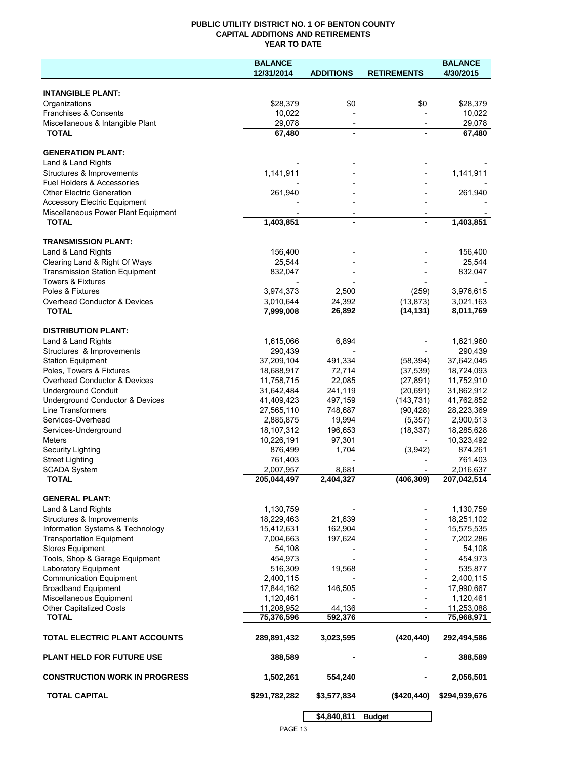# PUBLIC UTILITY DISTRICT NO. 1 OF BENTON COUNTY
## CAPITAL ADDITIONS AND RETIREMENTS
### YEAR TO DATE

| | BALANCE 12/31/2014 | ADDITIONS | RETIREMENTS | BALANCE 4/30/2015 |
|---|---|---|---|---|
| **INTANGIBLE PLANT:** | | | | |
| Organizations | $28,379 | $0 | $0 | $28,379 |
| Franchises & Consents | 10,022 | - | - | 10,022 |
| Miscellaneous & Intangible Plant | 29,078 | - | - | 29,078 |
| **TOTAL** | **67,480** | **-** | **-** | **67,480** |
| **GENERATION PLANT:** | | | | |
| Land & Land Rights | - | - | - | - |
| Structures & Improvements | 1,141,911 | - | - | 1,141,911 |
| Fuel Holders & Accessories | - | - | - | - |
| Other Electric Generation | 261,940 | - | - | 261,940 |
| Accessory Electric Equipment | - | - | - | - |
| Miscellaneous Power Plant Equipment | - | - | - | - |
| **TOTAL** | **1,403,851** | **-** | **-** | **1,403,851** |
| **TRANSMISSION PLANT:** | | | | |
| Land & Land Rights | 156,400 | - | - | 156,400 |
| Clearing Land & Right Of Ways | 25,544 | - | - | 25,544 |
| Transmission Station Equipment | 832,047 | - | - | 832,047 |
| Towers & Fixtures | - | - | - | - |
| Poles & Fixtures | 3,974,373 | 2,500 | (259) | 3,976,615 |
| Overhead Conductor & Devices | 3,010,644 | 24,392 | (13,873) | 3,021,163 |
| **TOTAL** | **7,999,008** | **26,892** | **(14,131)** | **8,011,769** |
| **DISTRIBUTION PLANT:** | | | | |
| Land & Land Rights | 1,615,066 | 6,894 | - | 1,621,960 |
| Structures & Improvements | 290,439 | - | - | 290,439 |
| Station Equipment | 37,209,104 | 491,334 | (58,394) | 37,642,045 |
| Poles, Towers & Fixtures | 18,688,917 | 72,714 | (37,539) | 18,724,093 |
| Overhead Conductor & Devices | 11,758,715 | 22,085 | (27,891) | 11,752,910 |
| Underground Conduit | 31,642,484 | 241,119 | (20,691) | 31,862,912 |
| Underground Conductor & Devices | 41,409,423 | 497,159 | (143,731) | 41,762,852 |
| Line Transformers | 27,565,110 | 748,687 | (90,428) | 28,223,369 |
| Services-Overhead | 2,885,875 | 19,994 | (5,357) | 2,900,513 |
| Services-Underground | 18,107,312 | 196,653 | (18,337) | 18,285,628 |
| Meters | 10,226,191 | 97,301 | - | 10,323,492 |
| Security Lighting | 876,499 | 1,704 | (3,942) | 874,261 |
| Street Lighting | 761,403 | - | - | 761,403 |
| SCADA System | 2,007,957 | 8,681 | - | 2,016,637 |
| **TOTAL** | **205,044,497** | **2,404,327** | **(406,309)** | **207,042,514** |
| **GENERAL PLANT:** | | | | |
| Land & Land Rights | 1,130,759 | - | - | 1,130,759 |
| Structures & Improvements | 18,229,463 | 21,639 | - | 18,251,102 |
| Information Systems & Technology | 15,412,631 | 162,904 | - | 15,575,535 |
| Transportation Equipment | 7,004,663 | 197,624 | - | 7,202,286 |
| Stores Equipment | 54,108 | - | - | 54,108 |
| Tools, Shop & Garage Equipment | 454,973 | - | - | 454,973 |
| Laboratory Equipment | 516,309 | 19,568 | - | 535,877 |
| Communication Equipment | 2,400,115 | - | - | 2,400,115 |
| Broadband Equipment | 17,844,162 | 146,505 | - | 17,990,667 |
| Miscellaneous Equipment | 1,120,461 | - | - | 1,120,461 |
| Other Capitalized Costs | 11,208,952 | 44,136 | - | 11,253,088 |
| **TOTAL** | **75,376,596** | **592,376** | **-** | **75,968,971** |
| **TOTAL ELECTRIC PLANT ACCOUNTS** | **289,891,432** | **3,023,595** | **(420,440)** | **292,494,586** |
| **PLANT HELD FOR FUTURE USE** | **388,589** | **-** | **-** | **388,589** |
| **CONSTRUCTION WORK IN PROGRESS** | **1,502,261** | **554,240** | **-** | **2,056,501** |
| **TOTAL CAPITAL** | **$291,782,282** | **$3,577,834** | **($420,440)** | **$294,939,676** |

| | | **$4,840,811** | **Budget** | |
|---|---|---|---|---|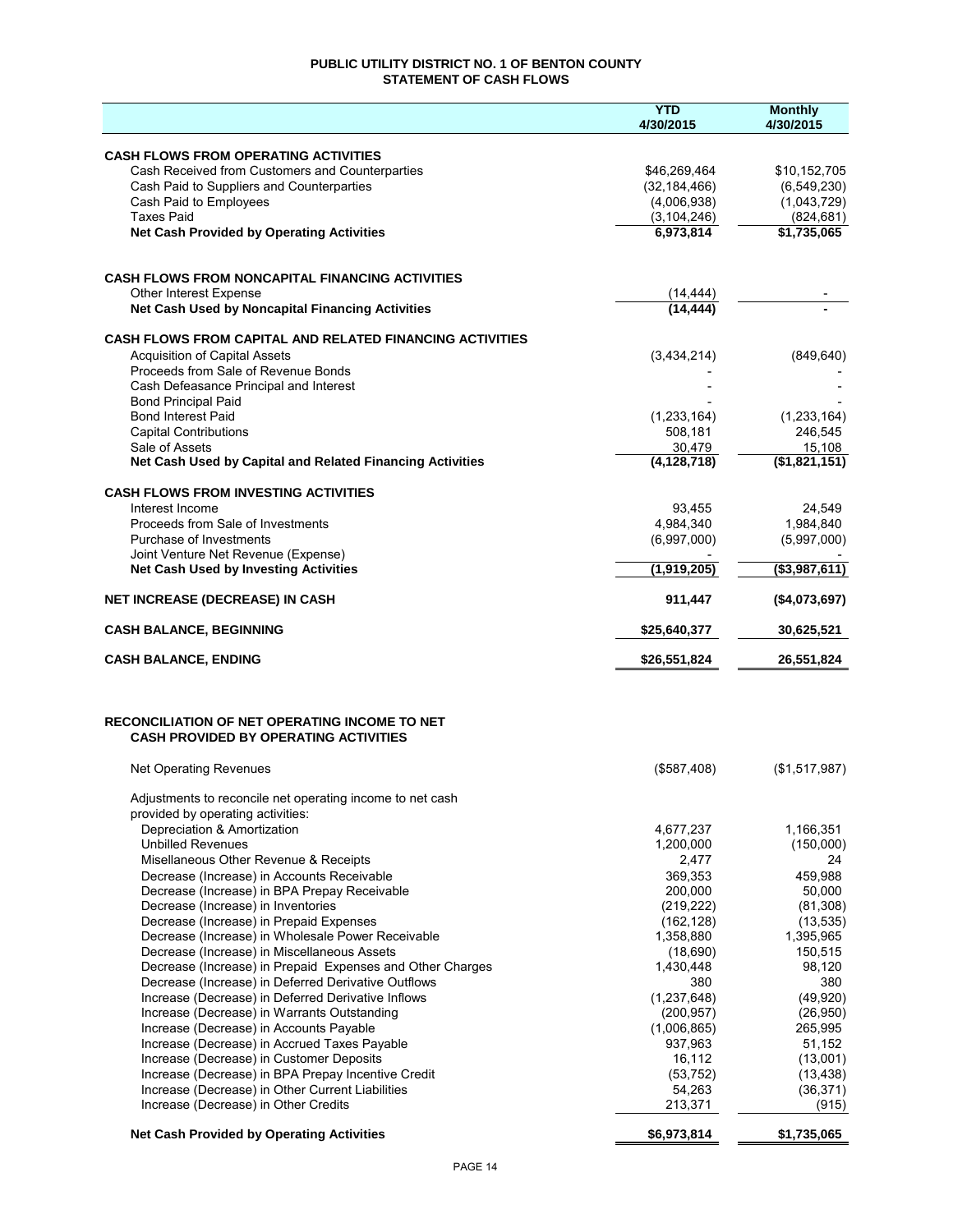# PUBLIC UTILITY DISTRICT NO. 1 OF BENTON COUNTY
## STATEMENT OF CASH FLOWS

| | YTD 4/30/2015 | Monthly 4/30/2015 |
|---|---|---|
| **CASH FLOWS FROM OPERATING ACTIVITIES** | | |
| Cash Received from Customers and Counterparties | $46,269,464 | $10,152,705 |
| Cash Paid to Suppliers and Counterparties | (32,184,466) | (6,549,230) |
| Cash Paid to Employees | (4,006,938) | (1,043,729) |
| Taxes Paid | (3,104,246) | (824,681) |
| **Net Cash Provided by Operating Activities** | **6,973,814** | **$1,735,065** |
| | | |
| **CASH FLOWS FROM NONCAPITAL FINANCING ACTIVITIES** | | |
| Other Interest Expense | (14,444) | - |
| **Net Cash Used by Noncapital Financing Activities** | **(14,444)** | **-** |
| | | |
| **CASH FLOWS FROM CAPITAL AND RELATED FINANCING ACTIVITIES** | | |
| Acquisition of Capital Assets | (3,434,214) | (849,640) |
| Proceeds from Sale of Revenue Bonds | - | - |
| Cash Defeasance Principal and Interest | - | - |
| Bond Principal Paid | - | - |
| Bond Interest Paid | (1,233,164) | (1,233,164) |
| Capital Contributions | 508,181 | 246,545 |
| Sale of Assets | 30,479 | 15,108 |
| **Net Cash Used by Capital and Related Financing Activities** | **(4,128,718)** | **($1,821,151)** |
| | | |
| **CASH FLOWS FROM INVESTING ACTIVITIES** | | |
| Interest Income | 93,455 | 24,549 |
| Proceeds from Sale of Investments | 4,984,340 | 1,984,840 |
| Purchase of Investments | (6,997,000) | (5,997,000) |
| Joint Venture Net Revenue (Expense) | - | - |
| **Net Cash Used by Investing Activities** | **(1,919,205)** | **($3,987,611)** |
| | | |
| **NET INCREASE (DECREASE) IN CASH** | **911,447** | **($4,073,697)** |
| | | |
| **CASH BALANCE, BEGINNING** | **$25,640,377** | **30,625,521** |
| | | |
| **CASH BALANCE, ENDING** | **$26,551,824** | **26,551,824** |

## RECONCILIATION OF NET OPERATING INCOME TO NET CASH PROVIDED BY OPERATING ACTIVITIES

| | YTD 4/30/2015 | Monthly 4/30/2015 |
|---|---|---|
| Net Operating Revenues | ($587,408) | ($1,517,987) |
| Adjustments to reconcile net operating income to net cash provided by operating activities: | | |
| Depreciation & Amortization | 4,677,237 | 1,166,351 |
| Unbilled Revenues | 1,200,000 | (150,000) |
| Misellaneous Other Revenue & Receipts | 2,477 | 24 |
| Decrease (Increase) in Accounts Receivable | 369,353 | 459,988 |
| Decrease (Increase) in BPA Prepay Receivable | 200,000 | 50,000 |
| Decrease (Increase) in Inventories | (219,222) | (81,308) |
| Decrease (Increase) in Prepaid Expenses | (162,128) | (13,535) |
| Decrease (Increase) in Wholesale Power Receivable | 1,358,880 | 1,395,965 |
| Decrease (Increase) in Miscellaneous Assets | (18,690) | 150,515 |
| Decrease (Increase) in Prepaid Expenses and Other Charges | 1,430,448 | 98,120 |
| Decrease (Increase) in Deferred Derivative Outflows | 380 | 380 |
| Increase (Decrease) in Deferred Derivative Inflows | (1,237,648) | (49,920) |
| Increase (Decrease) in Warrants Outstanding | (200,957) | (26,950) |
| Increase (Decrease) in Accounts Payable | (1,006,865) | 265,995 |
| Increase (Decrease) in Accrued Taxes Payable | 937,963 | 51,152 |
| Increase (Decrease) in Customer Deposits | 16,112 | (13,001) |
| Increase (Decrease) in BPA Prepay Incentive Credit | (53,752) | (13,438) |
| Increase (Decrease) in Other Current Liabilities | 54,263 | (36,371) |
| Increase (Decrease) in Other Credits | 213,371 | (915) |
| **Net Cash Provided by Operating Activities** | **$6,973,814** | **$1,735,065** |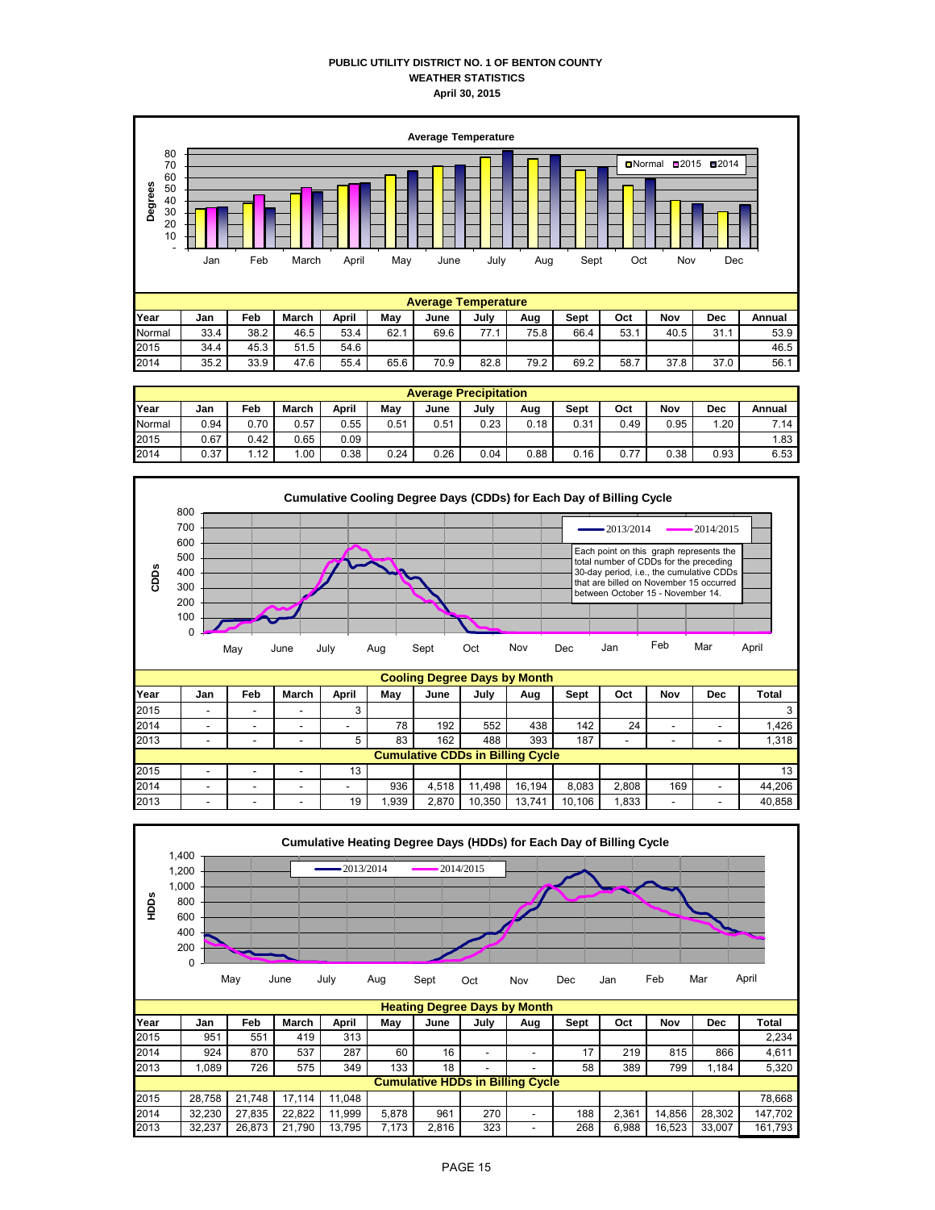# PUBLIC UTILITY DISTRICT NO. 1 OF BENTON COUNTY
## WEATHER STATISTICS
### April 30, 2015

**Average Temperature**

| Year | Jan | Feb | March | April | May | June | July | Aug | Sept | Oct | Nov | Dec | Annual |
|---|---|---|---|---|---|---|---|---|---|---|---|---|---|
| Normal | 33.4 | 38.2 | 46.5 | 53.4 | 62.1 | 69.6 | 77.1 | 75.8 | 66.4 | 53.1 | 40.5 | 31.1 | 53.9 |
| 2015 | 34.4 | 45.3 | 51.5 | 54.6 | | | | | | | | | 46.5 |
| 2014 | 35.2 | 33.9 | 47.6 | 55.4 | 65.6 | 70.9 | 82.8 | 79.2 | 69.2 | 58.7 | 37.8 | 37.0 | 56.1 |

**Average Precipitation**

| Year | Jan | Feb | March | April | May | June | July | Aug | Sept | Oct | Nov | Dec | Annual |
|---|---|---|---|---|---|---|---|---|---|---|---|---|---|
| Normal | 0.94 | 0.70 | 0.57 | 0.55 | 0.51 | 0.51 | 0.23 | 0.18 | 0.31 | 0.49 | 0.95 | 1.20 | 7.14 |
| 2015 | 0.67 | 0.42 | 0.65 | 0.09 | | | | | | | | | 1.83 |
| 2014 | 0.37 | 1.12 | 1.00 | 0.38 | 0.24 | 0.26 | 0.04 | 0.88 | 0.16 | 0.77 | 0.38 | 0.93 | 6.53 |

**Cumulative Cooling Degree Days (CDDs) for Each Day of Billing Cycle**

Each point on this graph represents the total number of CDDs for the preceding 30-day period, i.e., the cumulative CDDs that are billed on November 15 occurred between October 15 - November 14.

**Cooling Degree Days by Month**

| Year | Jan | Feb | March | April | May | June | July | Aug | Sept | Oct | Nov | Dec | Total |
|---|---|---|---|---|---|---|---|---|---|---|---|---|---|
| 2015 | - | - | - | 3 | | | | | | | | | 3 |
| 2014 | - | - | - | - | 78 | 192 | 552 | 438 | 142 | 24 | - | - | 1,426 |
| 2013 | - | - | - | 5 | 83 | 162 | 488 | 393 | 187 | - | - | - | 1,318 |
| **Cumulative CDDs in Billing Cycle** | | | | | | | | | | | | | |
| 2015 | - | - | - | 13 | | | | | | | | | 13 |
| 2014 | - | - | - | - | 936 | 4,518 | 11,498 | 16,194 | 8,083 | 2,808 | 169 | - | 44,206 |
| 2013 | - | - | - | 19 | 1,939 | 2,870 | 10,350 | 13,741 | 10,106 | 1,833 | - | - | 40,858 |

**Cumulative Heating Degree Days (HDDs) for Each Day of Billing Cycle**

**Heating Degree Days by Month**

| Year | Jan | Feb | March | April | May | June | July | Aug | Sept | Oct | Nov | Dec | Total |
|---|---|---|---|---|---|---|---|---|---|---|---|---|---|
| 2015 | 951 | 551 | 419 | 313 | | | | | | | | | 2,234 |
| 2014 | 924 | 870 | 537 | 287 | 60 | 16 | - | - | 17 | 219 | 815 | 866 | 4,611 |
| 2013 | 1,089 | 726 | 575 | 349 | 133 | 18 | - | - | 58 | 389 | 799 | 1,184 | 5,320 |
| **Cumulative HDDs in Billing Cycle** | | | | | | | | | | | | | |
| 2015 | 28,758 | 21,748 | 17,114 | 11,048 | | | | | | | | | 78,668 |
| 2014 | 32,230 | 27,835 | 22,822 | 11,999 | 5,878 | 961 | 270 | - | 188 | 2,361 | 14,856 | 28,302 | 147,702 |
| 2013 | 32,237 | 26,873 | 21,790 | 13,795 | 7,173 | 2,816 | 323 | - | 268 | 6,988 | 16,523 | 33,007 | 161,793 |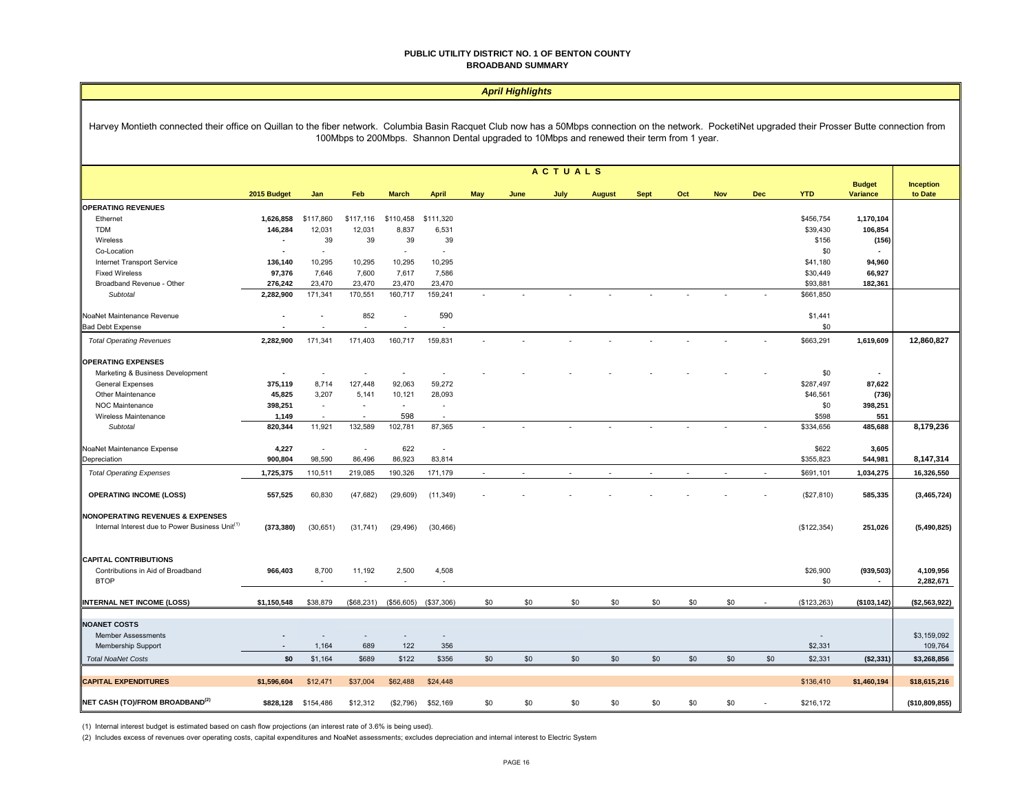**PUBLIC UTILITY DISTRICT NO. 1 OF BENTON COUNTY**
**BROADBAND SUMMARY**

*April Highlights*

Harvey Montieth connected their office on Quillan to the fiber network. Columbia Basin Racquet Club now has a 50Mbps connection on the network. PocketiNet upgraded their Prosser Butte connection from 100Mbps to 200Mbps. Shannon Dental upgraded to 10Mbps and renewed their term from 1 year.

| | 2015 Budget | Jan | Feb | March | April | May | June | July | August | Sept | Oct | Nov | Dec | YTD | Budget Variance | Inception to Date |
|---|---|---|---|---|---|---|---|---|---|---|---|---|---|---|---|---|
| | | ACTUALS | | | | | | | | | | | | | | |
| **OPERATING REVENUES** | | | | | | | | | | | | | | | | |
| Ethernet | **1,626,858** | $117,860 | $117,116 | $110,458 | $111,320 | | | | | | | | | $456,754 | **1,170,104** | |
| TDM | **146,284** | 12,031 | 12,031 | 8,837 | 6,531 | | | | | | | | | $39,430 | **106,854** | |
| Wireless | **-** | 39 | 39 | 39 | 39 | | | | | | | | | $156 | **(156)** | |
| Co-Location | **-** | - | | - | - | | | | | | | | | $0 | **-** | |
| Internet Transport Service | **136,140** | 10,295 | 10,295 | 10,295 | 10,295 | | | | | | | | | $41,180 | **94,960** | |
| Fixed Wireless | **97,376** | 7,646 | 7,600 | 7,617 | 7,586 | | | | | | | | | $30,449 | **66,927** | |
| Broadband Revenue - Other | **276,242** | 23,470 | 23,470 | 23,470 | 23,470 | | | | | | | | | $93,881 | **182,361** | |
| *Subtotal* | **2,282,900** | 171,341 | 170,551 | 160,717 | 159,241 | - | - | - | - | - | - | - | - | $661,850 | | |
| NoaNet Maintenance Revenue | **-** | - | 852 | - | 590 | | | | | | | | | $1,441 | | |
| Bad Debt Expense | **-** | - | - | - | - | | | | | | | | | $0 | | |
| *Total Operating Revenues* | **2,282,900** | 171,341 | 171,403 | 160,717 | 159,831 | - | - | - | - | - | - | - | - | $663,291 | **1,619,609** | **12,860,827** |
| **OPERATING EXPENSES** | | | | | | | | | | | | | | | | |
| Marketing & Business Development | **-** | - | - | - | - | - | - | - | - | - | - | - | - | $0 | **-** | |
| General Expenses | **375,119** | 8,714 | 127,448 | 92,063 | 59,272 | | | | | | | | | $287,497 | **87,622** | |
| Other Maintenance | **45,825** | 3,207 | 5,141 | 10,121 | 28,093 | | | | | | | | | $46,561 | **(736)** | |
| NOC Maintenance | **398,251** | - | - | - | - | | | | | | | | | $0 | **398,251** | |
| Wireless Maintenance | **1,149** | - | - | 598 | - | | | | | | | | | $598 | **551** | |
| *Subtotal* | **820,344** | 11,921 | 132,589 | 102,781 | 87,365 | - | - | - | - | - | - | - | - | $334,656 | **485,688** | **8,179,236** |
| NoaNet Maintenance Expense | **4,227** | - | - | 622 | - | | | | | | | | | $622 | **3,605** | |
| Depreciation | **900,804** | 98,590 | 86,496 | 86,923 | 83,814 | | | | | | | | | $355,823 | **544,981** | **8,147,314** |
| *Total Operating Expenses* | **1,725,375** | 110,511 | 219,085 | 190,326 | 171,179 | - | - | - | - | - | - | - | - | $691,101 | **1,034,275** | **16,326,550** |
| **OPERATING INCOME (LOSS)** | **557,525** | 60,830 | (47,682) | (29,609) | (11,349) | - | - | - | - | - | - | - | - | ($27,810) | **585,335** | **(3,465,724)** |
| **NONOPERATING REVENUES & EXPENSES** | | | | | | | | | | | | | | | | |
| Internal Interest due to Power Business Unit[1] | **(373,380)** | (30,651) | (31,741) | (29,496) | (30,466) | | | | | | | | | ($122,354) | **251,026** | **(5,490,825)** |
| **CAPITAL CONTRIBUTIONS** | | | | | | | | | | | | | | | | |
| Contributions in Aid of Broadband | **966,403** | 8,700 | 11,192 | 2,500 | 4,508 | | | | | | | | | $26,900 | **(939,503)** | **4,109,956** |
| BTOP | | - | - | - | - | | | | | | | | | $0 | **-** | **2,282,671** |
| **INTERNAL NET INCOME (LOSS)** | **$1,150,548** | $38,879 | ($68,231) | ($56,605) | ($37,306) | $0 | $0 | $0 | $0 | $0 | $0 | $0 | - | ($123,263) | **($103,142)** | **($2,563,922)** |
| **NOANET COSTS** | | | | | | | | | | | | | | | | |
| Member Assessments | **-** | - | - | - | - | | | | | | | | | - | | $3,159,092 |
| Membership Support | **-** | 1,164 | 689 | 122 | 356 | | | | | | | | | $2,331 | | 109,764 |
| *Total NoaNet Costs* | **$0** | $1,164 | $689 | $122 | $356 | $0 | $0 | $0 | $0 | $0 | $0 | $0 | $0 | $2,331 | **($2,331)** | **$3,268,856** |
| **CAPITAL EXPENDITURES** | **$1,596,604** | $12,471 | $37,004 | $62,488 | $24,448 | | | | | | | | | $136,410 | **$1,460,194** | **$18,615,216** |
| **NET CASH (TO)/FROM BROADBAND[2]** | **$828,128** | $154,486 | $12,312 | ($2,796) | $52,169 | $0 | $0 | $0 | $0 | $0 | $0 | $0 | - | $216,172 | | **($10,809,855)** |

(1) Internal interest budget is estimated based on cash flow projections (an interest rate of 3.6% is being used).

(2) Includes excess of revenues over operating costs, capital expenditures and NoaNet assessments; excludes depreciation and internal interest to Electric System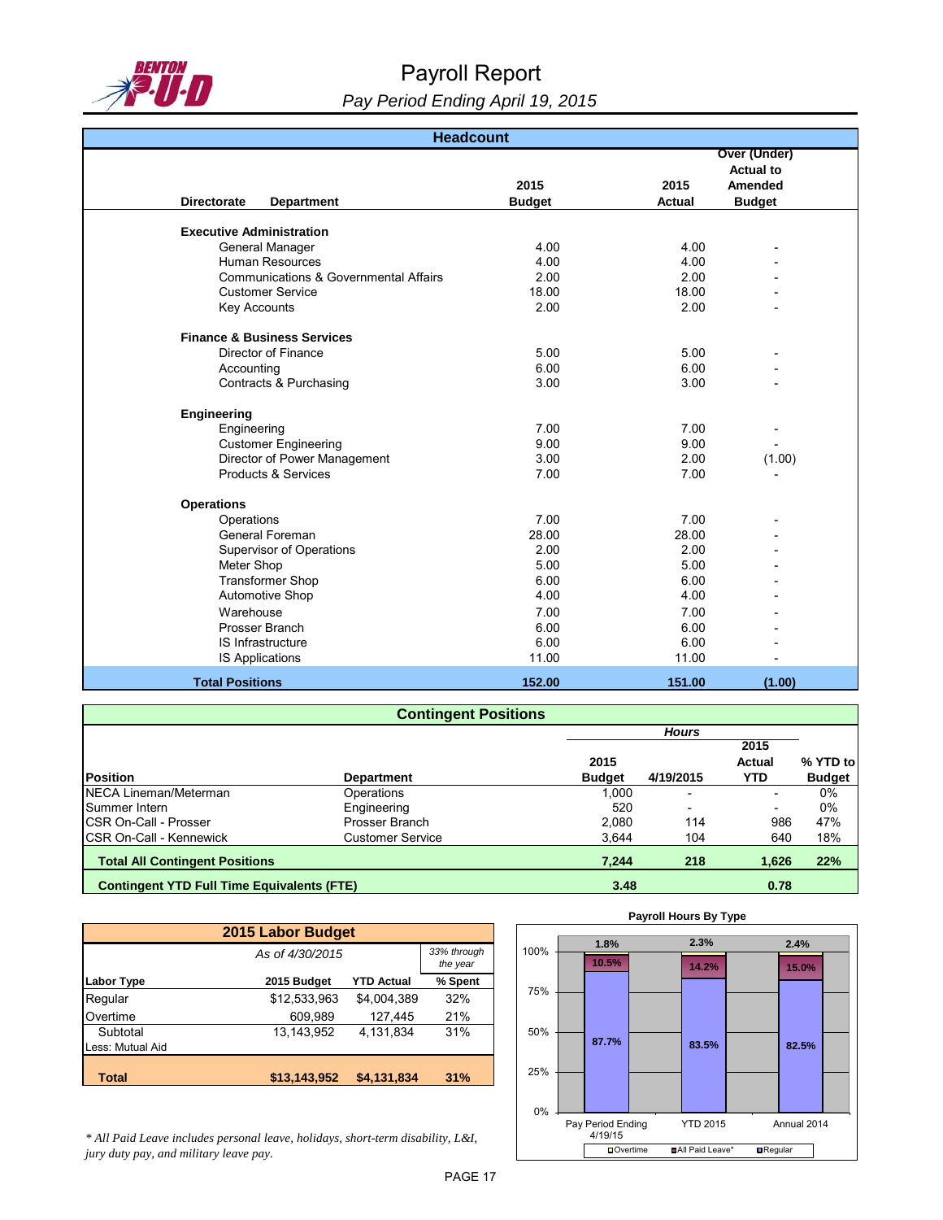# Payroll Report

*Pay Period Ending April 19, 2015*

| Directorate / Department | 2015 Budget | 2015 Actual | Over (Under) Actual to Amended Budget |
|---|---|---|---|
| **Headcount** | | | |
| **Executive Administration** | | | |
| General Manager | 4.00 | 4.00 | - |
| Human Resources | 4.00 | 4.00 | - |
| Communications & Governmental Affairs | 2.00 | 2.00 | - |
| Customer Service | 18.00 | 18.00 | - |
| Key Accounts | 2.00 | 2.00 | - |
| **Finance & Business Services** | | | |
| Director of Finance | 5.00 | 5.00 | - |
| Accounting | 6.00 | 6.00 | - |
| Contracts & Purchasing | 3.00 | 3.00 | - |
| **Engineering** | | | |
| Engineering | 7.00 | 7.00 | - |
| Customer Engineering | 9.00 | 9.00 | - |
| Director of Power Management | 3.00 | 2.00 | (1.00) |
| Products & Services | 7.00 | 7.00 | - |
| **Operations** | | | |
| Operations | 7.00 | 7.00 | - |
| General Foreman | 28.00 | 28.00 | - |
| Supervisor of Operations | 2.00 | 2.00 | - |
| Meter Shop | 5.00 | 5.00 | - |
| Transformer Shop | 6.00 | 6.00 | - |
| Automotive Shop | 4.00 | 4.00 | - |
| Warehouse | 7.00 | 7.00 | - |
| Prosser Branch | 6.00 | 6.00 | - |
| IS Infrastructure | 6.00 | 6.00 | - |
| IS Applications | 11.00 | 11.00 | - |
| **Total Positions** | **152.00** | **151.00** | **(1.00)** |

## Contingent Positions

| Position | Department | Hours: 2015 Budget | Hours: 4/19/2015 | Hours: 2015 Actual YTD | % YTD to Budget |
|---|---|---|---|---|---|
| NECA Lineman/Meterman | Operations | 1,000 | - | - | 0% |
| Summer Intern | Engineering | 520 | - | - | 0% |
| CSR On-Call - Prosser | Prosser Branch | 2,080 | 114 | 986 | 47% |
| CSR On-Call - Kennewick | Customer Service | 3,644 | 104 | 640 | 18% |
| **Total All Contingent Positions** | | **7,244** | **218** | **1,626** | **22%** |
| **Contingent YTD Full Time Equivalents (FTE)** | | **3.48** | | **0.78** | |

## 2015 Labor Budget

*As of 4/30/2015*

| Labor Type | 2015 Budget | YTD Actual | % Spent (*33% through the year*) |
|---|---|---|---|
| Regular | $12,533,963 | $4,004,389 | 32% |
| Overtime | 609,989 | 127,445 | 21% |
| Subtotal | 13,143,952 | 4,131,834 | 31% |
| Less: Mutual Aid | | | |
| **Total** | **$13,143,952** | **$4,131,834** | **31%** |

**Payroll Hours By Type**

100%
75%
50%
25%
0%

Pay Period Ending 4/19/15: 1.8%, 10.5%, 87.7%
YTD 2015: 2.3%, 14.2%, 83.5%
Annual 2014: 2.4%, 15.0%, 82.5%

Overtime
All Paid Leave*
Regular

*\* All Paid Leave includes personal leave, holidays, short-term disability, L&I, jury duty pay, and military leave pay.*